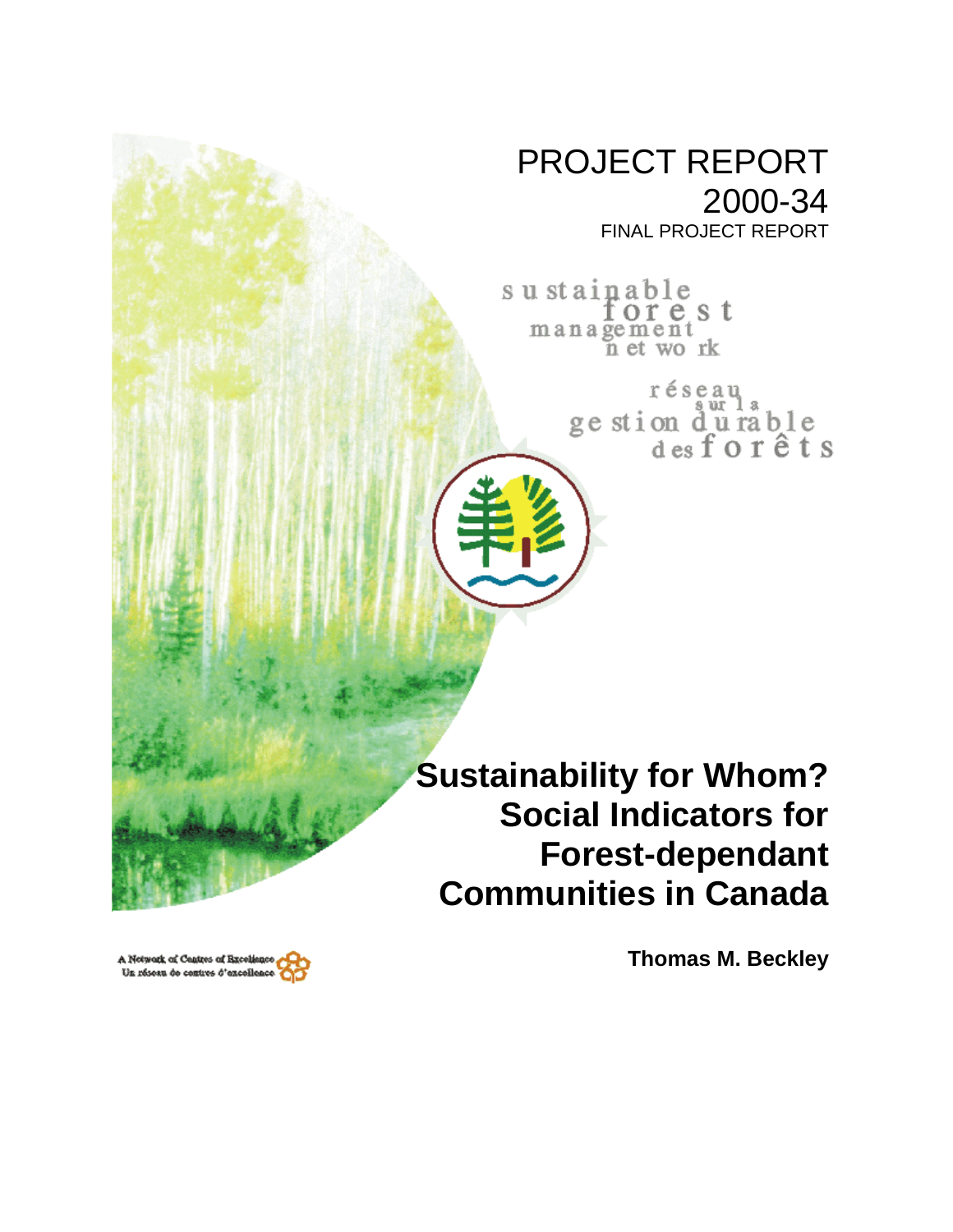# PROJECT REPORT 2000-34

FINAL PROJECT REPORT

sustainable forest management network

réseau sur la gestion durable des forêts

# Sustainability for Whom? Social Indicators for Forest-dependant Communities in Canada

**Thomas M. Beckley**

A Network of Centres of Excellence
Un réseau de centres d'excellence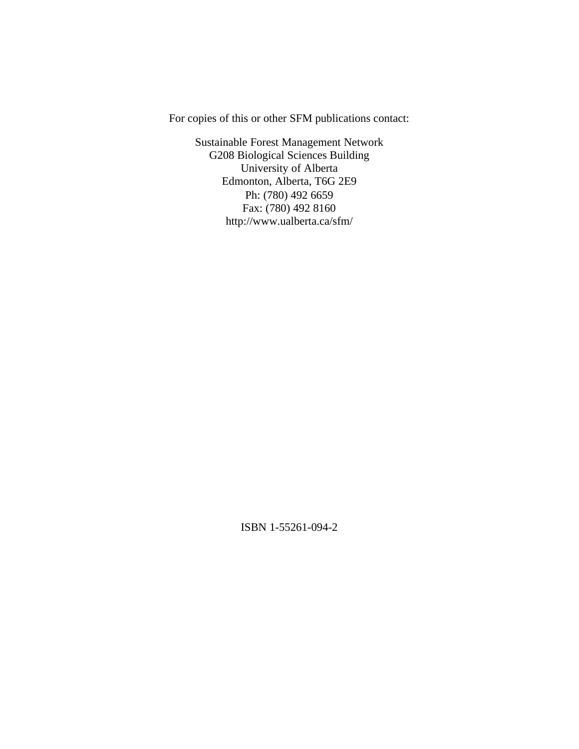For copies of this or other SFM publications contact:

Sustainable Forest Management Network
G208 Biological Sciences Building
University of Alberta
Edmonton, Alberta, T6G 2E9
Ph: (780) 492 6659
Fax: (780) 492 8160
http://www.ualberta.ca/sfm/

ISBN 1-55261-094-2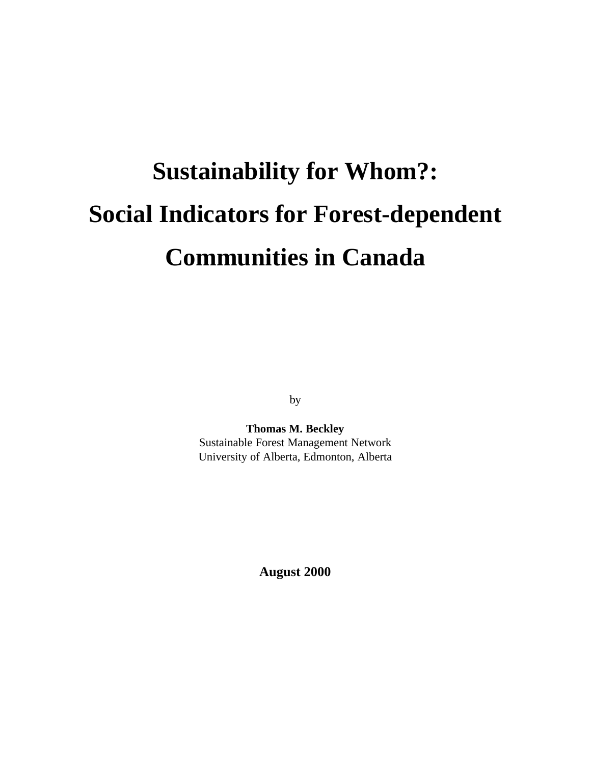# Sustainability for Whom?: Social Indicators for Forest-dependent Communities in Canada

by

**Thomas M. Beckley**
Sustainable Forest Management Network
University of Alberta, Edmonton, Alberta

**August 2000**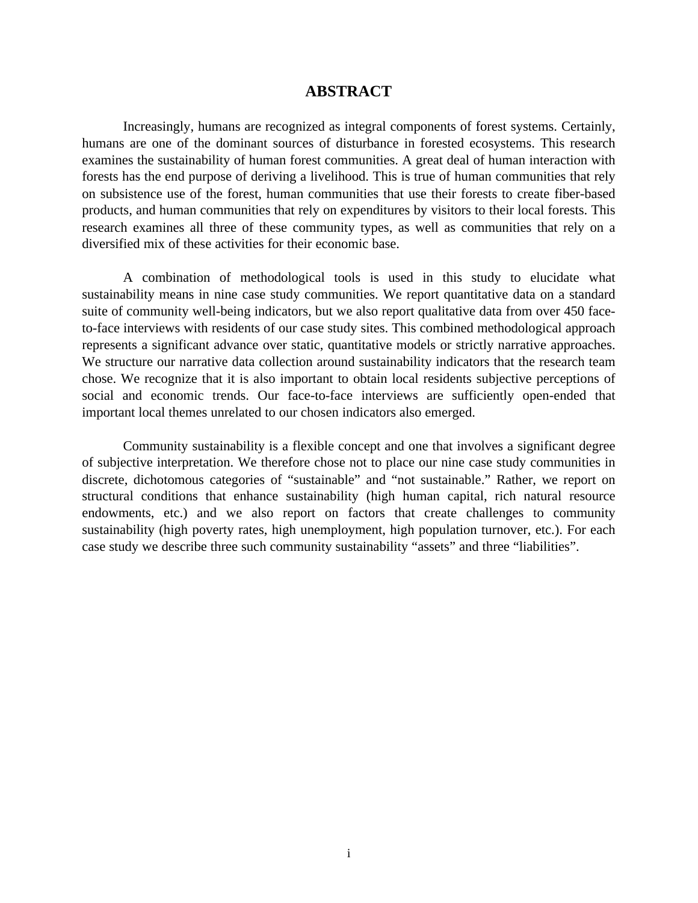# ABSTRACT

Increasingly, humans are recognized as integral components of forest systems. Certainly, humans are one of the dominant sources of disturbance in forested ecosystems. This research examines the sustainability of human forest communities. A great deal of human interaction with forests has the end purpose of deriving a livelihood. This is true of human communities that rely on subsistence use of the forest, human communities that use their forests to create fiber-based products, and human communities that rely on expenditures by visitors to their local forests. This research examines all three of these community types, as well as communities that rely on a diversified mix of these activities for their economic base.

A combination of methodological tools is used in this study to elucidate what sustainability means in nine case study communities. We report quantitative data on a standard suite of community well-being indicators, but we also report qualitative data from over 450 face-to-face interviews with residents of our case study sites. This combined methodological approach represents a significant advance over static, quantitative models or strictly narrative approaches. We structure our narrative data collection around sustainability indicators that the research team chose. We recognize that it is also important to obtain local residents subjective perceptions of social and economic trends. Our face-to-face interviews are sufficiently open-ended that important local themes unrelated to our chosen indicators also emerged.

Community sustainability is a flexible concept and one that involves a significant degree of subjective interpretation. We therefore chose not to place our nine case study communities in discrete, dichotomous categories of “sustainable” and “not sustainable.” Rather, we report on structural conditions that enhance sustainability (high human capital, rich natural resource endowments, etc.) and we also report on factors that create challenges to community sustainability (high poverty rates, high unemployment, high population turnover, etc.). For each case study we describe three such community sustainability “assets” and three “liabilities”.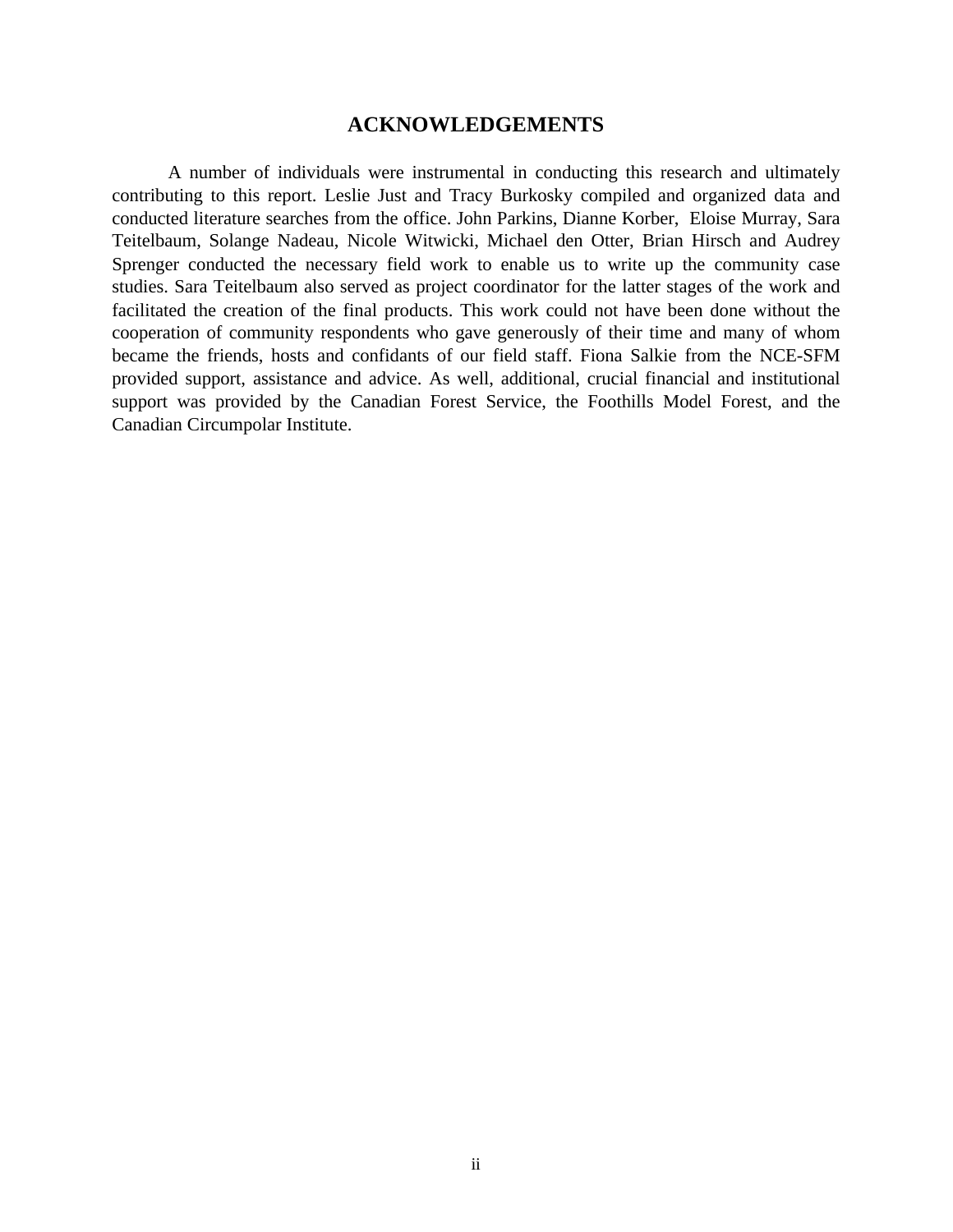# ACKNOWLEDGEMENTS

A number of individuals were instrumental in conducting this research and ultimately contributing to this report. Leslie Just and Tracy Burkosky compiled and organized data and conducted literature searches from the office. John Parkins, Dianne Korber, Eloise Murray, Sara Teitelbaum, Solange Nadeau, Nicole Witwicki, Michael den Otter, Brian Hirsch and Audrey Sprenger conducted the necessary field work to enable us to write up the community case studies. Sara Teitelbaum also served as project coordinator for the latter stages of the work and facilitated the creation of the final products. This work could not have been done without the cooperation of community respondents who gave generously of their time and many of whom became the friends, hosts and confidants of our field staff. Fiona Salkie from the NCE-SFM provided support, assistance and advice. As well, additional, crucial financial and institutional support was provided by the Canadian Forest Service, the Foothills Model Forest, and the Canadian Circumpolar Institute.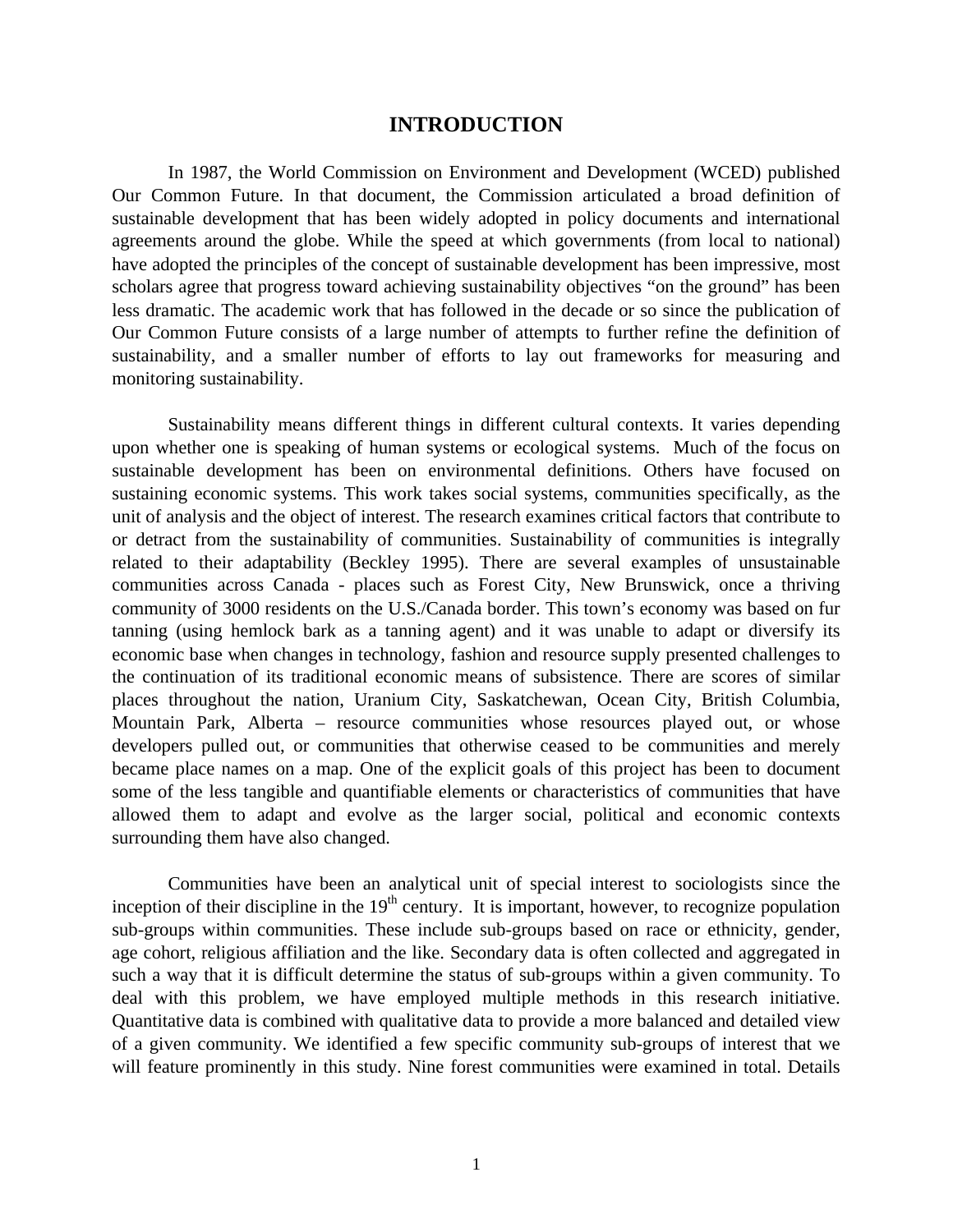# INTRODUCTION

In 1987, the World Commission on Environment and Development (WCED) published Our Common Future. In that document, the Commission articulated a broad definition of sustainable development that has been widely adopted in policy documents and international agreements around the globe. While the speed at which governments (from local to national) have adopted the principles of the concept of sustainable development has been impressive, most scholars agree that progress toward achieving sustainability objectives "on the ground" has been less dramatic. The academic work that has followed in the decade or so since the publication of Our Common Future consists of a large number of attempts to further refine the definition of sustainability, and a smaller number of efforts to lay out frameworks for measuring and monitoring sustainability.

Sustainability means different things in different cultural contexts. It varies depending upon whether one is speaking of human systems or ecological systems. Much of the focus on sustainable development has been on environmental definitions. Others have focused on sustaining economic systems. This work takes social systems, communities specifically, as the unit of analysis and the object of interest. The research examines critical factors that contribute to or detract from the sustainability of communities. Sustainability of communities is integrally related to their adaptability (Beckley 1995). There are several examples of unsustainable communities across Canada - places such as Forest City, New Brunswick, once a thriving community of 3000 residents on the U.S./Canada border. This town's economy was based on fur tanning (using hemlock bark as a tanning agent) and it was unable to adapt or diversify its economic base when changes in technology, fashion and resource supply presented challenges to the continuation of its traditional economic means of subsistence. There are scores of similar places throughout the nation, Uranium City, Saskatchewan, Ocean City, British Columbia, Mountain Park, Alberta – resource communities whose resources played out, or whose developers pulled out, or communities that otherwise ceased to be communities and merely became place names on a map. One of the explicit goals of this project has been to document some of the less tangible and quantifiable elements or characteristics of communities that have allowed them to adapt and evolve as the larger social, political and economic contexts surrounding them have also changed.

Communities have been an analytical unit of special interest to sociologists since the inception of their discipline in the 19th century. It is important, however, to recognize population sub-groups within communities. These include sub-groups based on race or ethnicity, gender, age cohort, religious affiliation and the like. Secondary data is often collected and aggregated in such a way that it is difficult determine the status of sub-groups within a given community. To deal with this problem, we have employed multiple methods in this research initiative. Quantitative data is combined with qualitative data to provide a more balanced and detailed view of a given community. We identified a few specific community sub-groups of interest that we will feature prominently in this study. Nine forest communities were examined in total. Details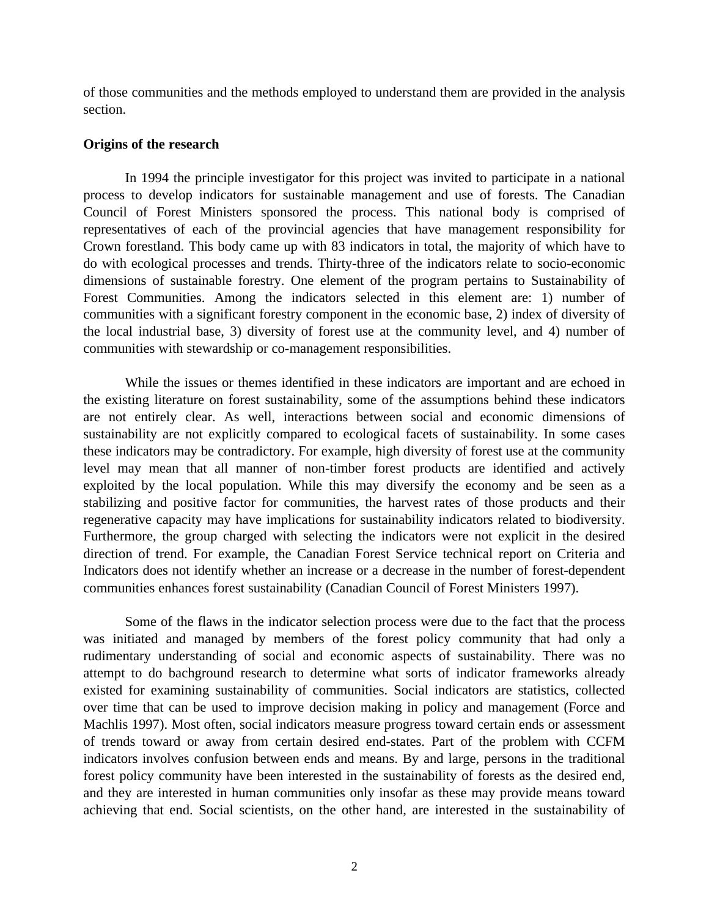of those communities and the methods employed to understand them are provided in the analysis section.

**Origins of the research**

In 1994 the principle investigator for this project was invited to participate in a national process to develop indicators for sustainable management and use of forests. The Canadian Council of Forest Ministers sponsored the process. This national body is comprised of representatives of each of the provincial agencies that have management responsibility for Crown forestland. This body came up with 83 indicators in total, the majority of which have to do with ecological processes and trends. Thirty-three of the indicators relate to socio-economic dimensions of sustainable forestry. One element of the program pertains to Sustainability of Forest Communities. Among the indicators selected in this element are: 1) number of communities with a significant forestry component in the economic base, 2) index of diversity of the local industrial base, 3) diversity of forest use at the community level, and 4) number of communities with stewardship or co-management responsibilities.

While the issues or themes identified in these indicators are important and are echoed in the existing literature on forest sustainability, some of the assumptions behind these indicators are not entirely clear. As well, interactions between social and economic dimensions of sustainability are not explicitly compared to ecological facets of sustainability. In some cases these indicators may be contradictory. For example, high diversity of forest use at the community level may mean that all manner of non-timber forest products are identified and actively exploited by the local population. While this may diversify the economy and be seen as a stabilizing and positive factor for communities, the harvest rates of those products and their regenerative capacity may have implications for sustainability indicators related to biodiversity. Furthermore, the group charged with selecting the indicators were not explicit in the desired direction of trend. For example, the Canadian Forest Service technical report on Criteria and Indicators does not identify whether an increase or a decrease in the number of forest-dependent communities enhances forest sustainability (Canadian Council of Forest Ministers 1997).

Some of the flaws in the indicator selection process were due to the fact that the process was initiated and managed by members of the forest policy community that had only a rudimentary understanding of social and economic aspects of sustainability. There was no attempt to do bachground research to determine what sorts of indicator frameworks already existed for examining sustainability of communities. Social indicators are statistics, collected over time that can be used to improve decision making in policy and management (Force and Machlis 1997). Most often, social indicators measure progress toward certain ends or assessment of trends toward or away from certain desired end-states. Part of the problem with CCFM indicators involves confusion between ends and means. By and large, persons in the traditional forest policy community have been interested in the sustainability of forests as the desired end, and they are interested in human communities only insofar as these may provide means toward achieving that end. Social scientists, on the other hand, are interested in the sustainability of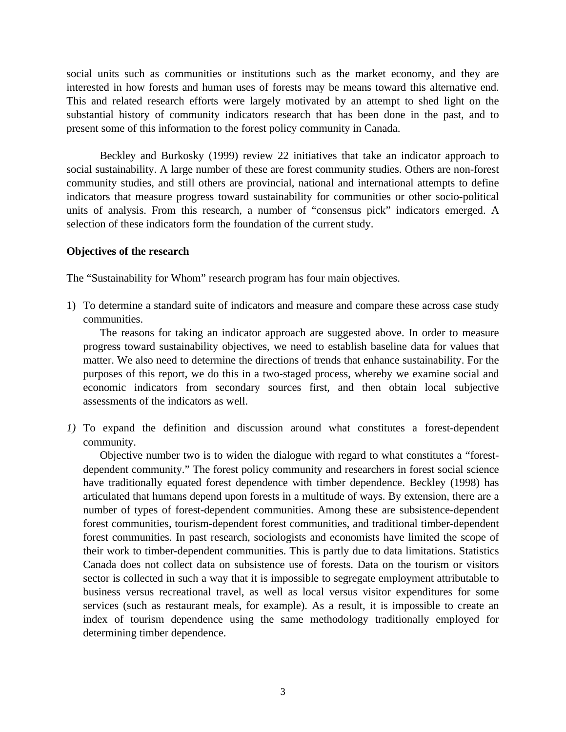social units such as communities or institutions such as the market economy, and they are interested in how forests and human uses of forests may be means toward this alternative end. This and related research efforts were largely motivated by an attempt to shed light on the substantial history of community indicators research that has been done in the past, and to present some of this information to the forest policy community in Canada.

Beckley and Burkosky (1999) review 22 initiatives that take an indicator approach to social sustainability. A large number of these are forest community studies. Others are non-forest community studies, and still others are provincial, national and international attempts to define indicators that measure progress toward sustainability for communities or other socio-political units of analysis. From this research, a number of "consensus pick" indicators emerged. A selection of these indicators form the foundation of the current study.

**Objectives of the research**

The "Sustainability for Whom" research program has four main objectives.

1) To determine a standard suite of indicators and measure and compare these across case study communities.

   The reasons for taking an indicator approach are suggested above. In order to measure progress toward sustainability objectives, we need to establish baseline data for values that matter. We also need to determine the directions of trends that enhance sustainability. For the purposes of this report, we do this in a two-staged process, whereby we examine social and economic indicators from secondary sources first, and then obtain local subjective assessments of the indicators as well.

*1)* To expand the definition and discussion around what constitutes a forest-dependent community.

   Objective number two is to widen the dialogue with regard to what constitutes a "forest-dependent community." The forest policy community and researchers in forest social science have traditionally equated forest dependence with timber dependence. Beckley (1998) has articulated that humans depend upon forests in a multitude of ways. By extension, there are a number of types of forest-dependent communities. Among these are subsistence-dependent forest communities, tourism-dependent forest communities, and traditional timber-dependent forest communities. In past research, sociologists and economists have limited the scope of their work to timber-dependent communities. This is partly due to data limitations. Statistics Canada does not collect data on subsistence use of forests. Data on the tourism or visitors sector is collected in such a way that it is impossible to segregate employment attributable to business versus recreational travel, as well as local versus visitor expenditures for some services (such as restaurant meals, for example). As a result, it is impossible to create an index of tourism dependence using the same methodology traditionally employed for determining timber dependence.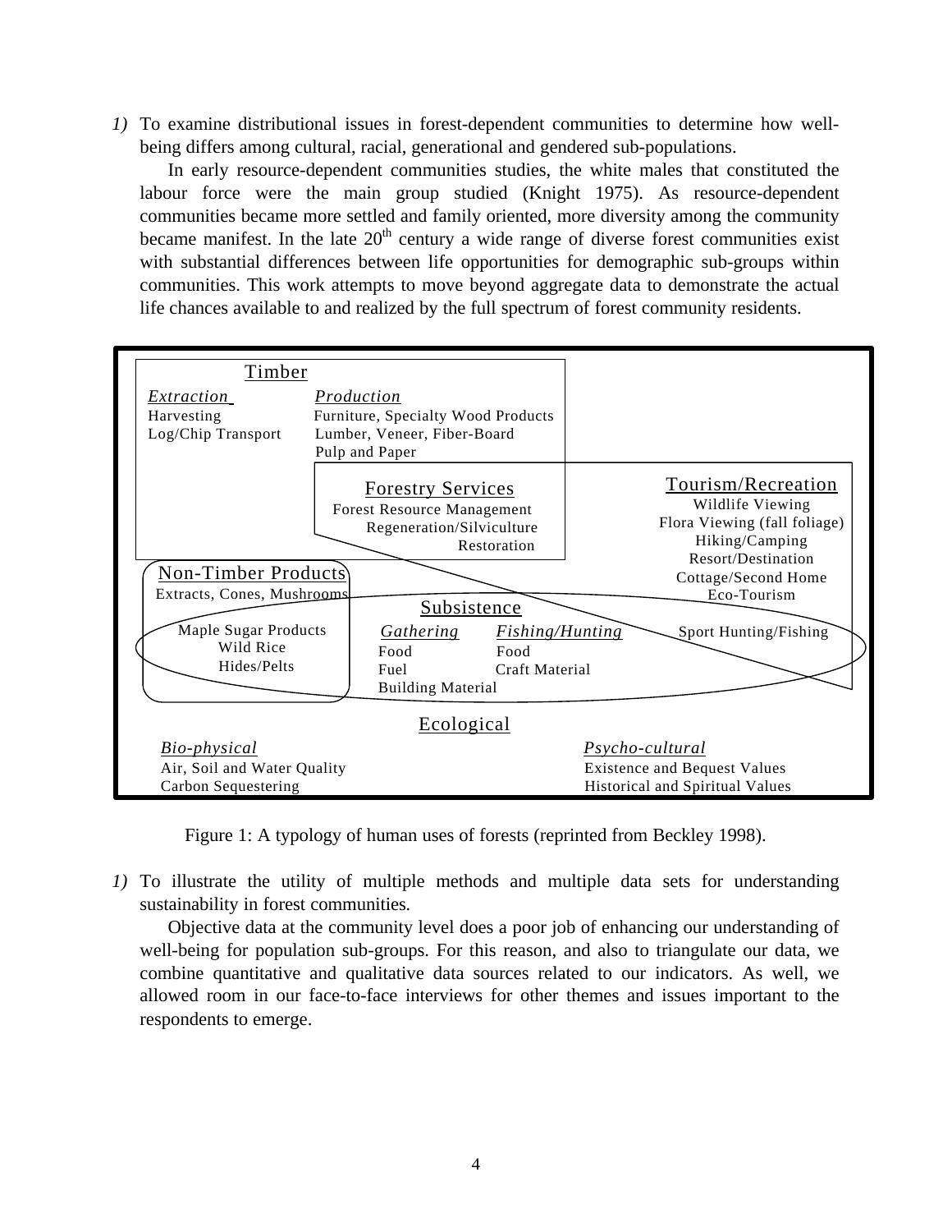*1)* To examine distributional issues in forest-dependent communities to determine how well-being differs among cultural, racial, generational and gendered sub-populations.

In early resource-dependent communities studies, the white males that constituted the labour force were the main group studied (Knight 1975). As resource-dependent communities became more settled and family oriented, more diversity among the community became manifest. In the late 20th century a wide range of diverse forest communities exist with substantial differences between life opportunities for demographic sub-groups within communities. This work attempts to move beyond aggregate data to demonstrate the actual life chances available to and realized by the full spectrum of forest community residents.

Timber

*Extraction*
Harvesting
Log/Chip Transport

*Production*
Furniture, Specialty Wood Products
Lumber, Veneer, Fiber-Board
Pulp and Paper

Forestry Services
Forest Resource Management
Regeneration/Silviculture
Restoration

Tourism/Recreation
Wildlife Viewing
Flora Viewing (fall foliage)
Hiking/Camping
Resort/Destination
Cottage/Second Home
Eco-Tourism
Sport Hunting/Fishing

Non-Timber Products
Extracts, Cones, Mushrooms
Maple Sugar Products
Wild Rice
Hides/Pelts

Subsistence

*Gathering*
Food
Fuel
Building Material

*Fishing/Hunting*
Food
Craft Material

Ecological

*Bio-physical*
Air, Soil and Water Quality
Carbon Sequestering

*Psycho-cultural*
Existence and Bequest Values
Historical and Spiritual Values

Figure 1: A typology of human uses of forests (reprinted from Beckley 1998).

*1)* To illustrate the utility of multiple methods and multiple data sets for understanding sustainability in forest communities.

Objective data at the community level does a poor job of enhancing our understanding of well-being for population sub-groups. For this reason, and also to triangulate our data, we combine quantitative and qualitative data sources related to our indicators. As well, we allowed room in our face-to-face interviews for other themes and issues important to the respondents to emerge.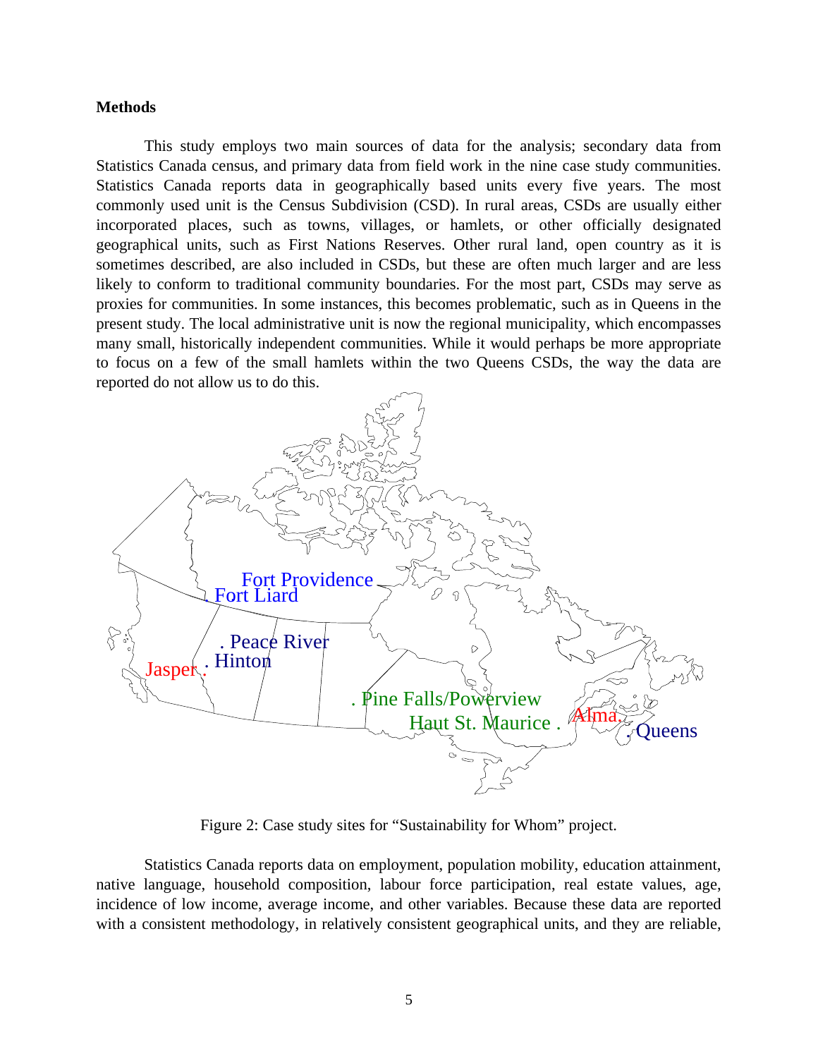## Methods

This study employs two main sources of data for the analysis; secondary data from Statistics Canada census, and primary data from field work in the nine case study communities. Statistics Canada reports data in geographically based units every five years. The most commonly used unit is the Census Subdivision (CSD). In rural areas, CSDs are usually either incorporated places, such as towns, villages, or hamlets, or other officially designated geographical units, such as First Nations Reserves. Other rural land, open country as it is sometimes described, are also included in CSDs, but these are often much larger and are less likely to conform to traditional community boundaries. For the most part, CSDs may serve as proxies for communities. In some instances, this becomes problematic, such as in Queens in the present study. The local administrative unit is now the regional municipality, which encompasses many small, historically independent communities. While it would perhaps be more appropriate to focus on a few of the small hamlets within the two Queens CSDs, the way the data are reported do not allow us to do this.

Fort Providence
Fort Liard
Peace River
Hinton
Jasper
Pine Falls/Powerview
Haut St. Maurice
Alma
Queens

Figure 2: Case study sites for "Sustainability for Whom" project.

Statistics Canada reports data on employment, population mobility, education attainment, native language, household composition, labour force participation, real estate values, age, incidence of low income, average income, and other variables. Because these data are reported with a consistent methodology, in relatively consistent geographical units, and they are reliable,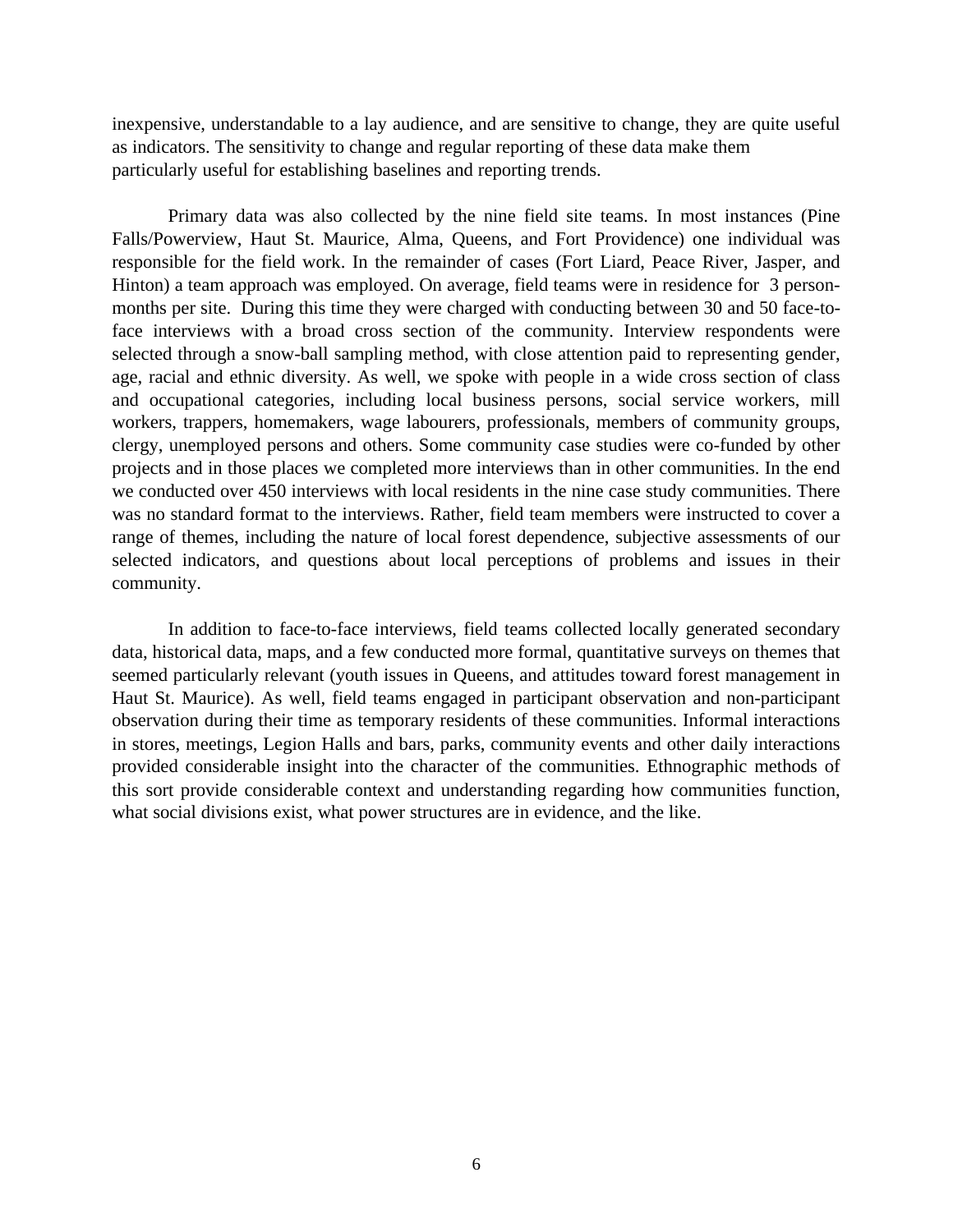inexpensive, understandable to a lay audience, and are sensitive to change, they are quite useful as indicators. The sensitivity to change and regular reporting of these data make them particularly useful for establishing baselines and reporting trends.

Primary data was also collected by the nine field site teams. In most instances (Pine Falls/Powerview, Haut St. Maurice, Alma, Queens, and Fort Providence) one individual was responsible for the field work. In the remainder of cases (Fort Liard, Peace River, Jasper, and Hinton) a team approach was employed. On average, field teams were in residence for 3 person-months per site. During this time they were charged with conducting between 30 and 50 face-to-face interviews with a broad cross section of the community. Interview respondents were selected through a snow-ball sampling method, with close attention paid to representing gender, age, racial and ethnic diversity. As well, we spoke with people in a wide cross section of class and occupational categories, including local business persons, social service workers, mill workers, trappers, homemakers, wage labourers, professionals, members of community groups, clergy, unemployed persons and others. Some community case studies were co-funded by other projects and in those places we completed more interviews than in other communities. In the end we conducted over 450 interviews with local residents in the nine case study communities. There was no standard format to the interviews. Rather, field team members were instructed to cover a range of themes, including the nature of local forest dependence, subjective assessments of our selected indicators, and questions about local perceptions of problems and issues in their community.

In addition to face-to-face interviews, field teams collected locally generated secondary data, historical data, maps, and a few conducted more formal, quantitative surveys on themes that seemed particularly relevant (youth issues in Queens, and attitudes toward forest management in Haut St. Maurice). As well, field teams engaged in participant observation and non-participant observation during their time as temporary residents of these communities. Informal interactions in stores, meetings, Legion Halls and bars, parks, community events and other daily interactions provided considerable insight into the character of the communities. Ethnographic methods of this sort provide considerable context and understanding regarding how communities function, what social divisions exist, what power structures are in evidence, and the like.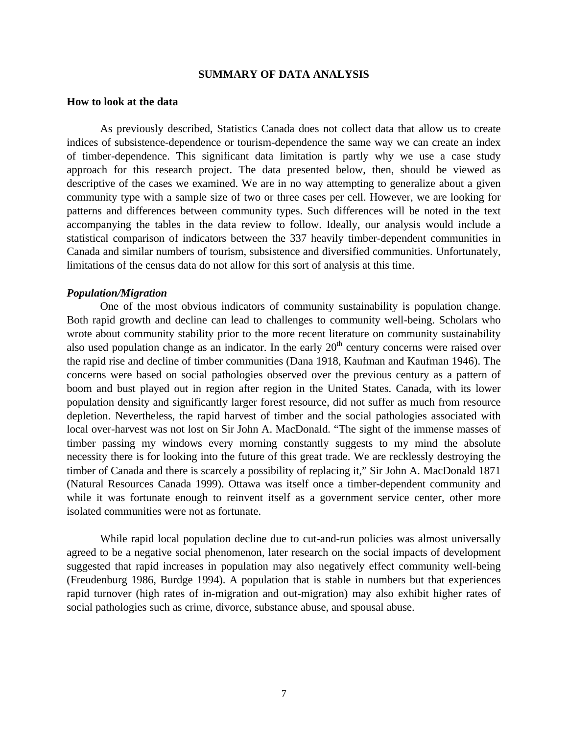## SUMMARY OF DATA ANALYSIS

### How to look at the data

As previously described, Statistics Canada does not collect data that allow us to create indices of subsistence-dependence or tourism-dependence the same way we can create an index of timber-dependence. This significant data limitation is partly why we use a case study approach for this research project. The data presented below, then, should be viewed as descriptive of the cases we examined. We are in no way attempting to generalize about a given community type with a sample size of two or three cases per cell. However, we are looking for patterns and differences between community types. Such differences will be noted in the text accompanying the tables in the data review to follow. Ideally, our analysis would include a statistical comparison of indicators between the 337 heavily timber-dependent communities in Canada and similar numbers of tourism, subsistence and diversified communities. Unfortunately, limitations of the census data do not allow for this sort of analysis at this time.

#### *Population/Migration*

One of the most obvious indicators of community sustainability is population change. Both rapid growth and decline can lead to challenges to community well-being. Scholars who wrote about community stability prior to the more recent literature on community sustainability also used population change as an indicator. In the early 20th century concerns were raised over the rapid rise and decline of timber communities (Dana 1918, Kaufman and Kaufman 1946). The concerns were based on social pathologies observed over the previous century as a pattern of boom and bust played out in region after region in the United States. Canada, with its lower population density and significantly larger forest resource, did not suffer as much from resource depletion. Nevertheless, the rapid harvest of timber and the social pathologies associated with local over-harvest was not lost on Sir John A. MacDonald. "The sight of the immense masses of timber passing my windows every morning constantly suggests to my mind the absolute necessity there is for looking into the future of this great trade. We are recklessly destroying the timber of Canada and there is scarcely a possibility of replacing it," Sir John A. MacDonald 1871 (Natural Resources Canada 1999). Ottawa was itself once a timber-dependent community and while it was fortunate enough to reinvent itself as a government service center, other more isolated communities were not as fortunate.

While rapid local population decline due to cut-and-run policies was almost universally agreed to be a negative social phenomenon, later research on the social impacts of development suggested that rapid increases in population may also negatively effect community well-being (Freudenburg 1986, Burdge 1994). A population that is stable in numbers but that experiences rapid turnover (high rates of in-migration and out-migration) may also exhibit higher rates of social pathologies such as crime, divorce, substance abuse, and spousal abuse.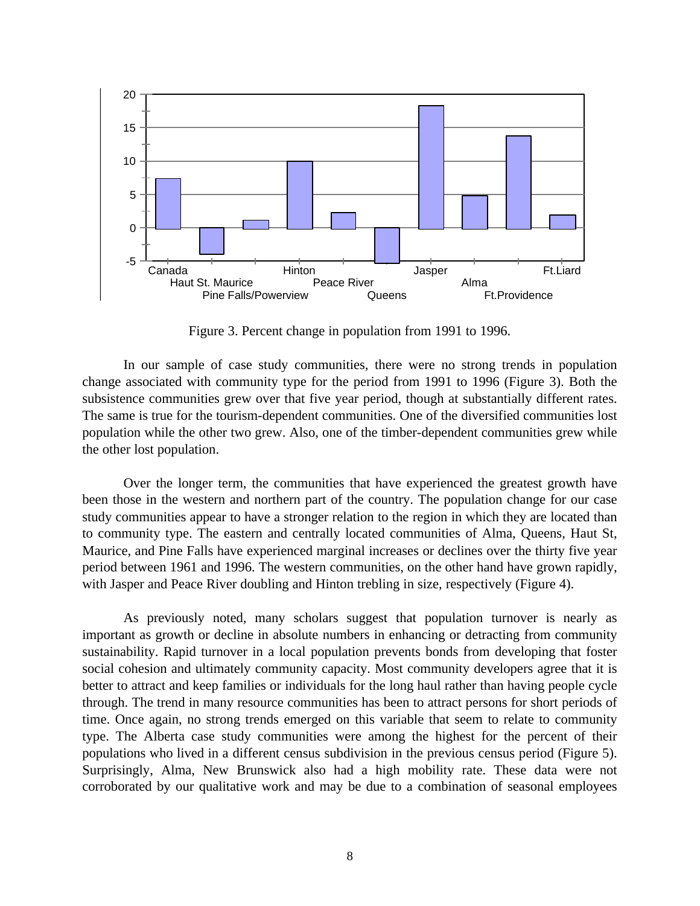Figure 3. Percent change in population from 1991 to 1996.

In our sample of case study communities, there were no strong trends in population change associated with community type for the period from 1991 to 1996 (Figure 3). Both the subsistence communities grew over that five year period, though at substantially different rates. The same is true for the tourism-dependent communities. One of the diversified communities lost population while the other two grew. Also, one of the timber-dependent communities grew while the other lost population.

Over the longer term, the communities that have experienced the greatest growth have been those in the western and northern part of the country. The population change for our case study communities appear to have a stronger relation to the region in which they are located than to community type. The eastern and centrally located communities of Alma, Queens, Haut St, Maurice, and Pine Falls have experienced marginal increases or declines over the thirty five year period between 1961 and 1996. The western communities, on the other hand have grown rapidly, with Jasper and Peace River doubling and Hinton trebling in size, respectively (Figure 4).

As previously noted, many scholars suggest that population turnover is nearly as important as growth or decline in absolute numbers in enhancing or detracting from community sustainability. Rapid turnover in a local population prevents bonds from developing that foster social cohesion and ultimately community capacity. Most community developers agree that it is better to attract and keep families or individuals for the long haul rather than having people cycle through. The trend in many resource communities has been to attract persons for short periods of time. Once again, no strong trends emerged on this variable that seem to relate to community type. The Alberta case study communities were among the highest for the percent of their populations who lived in a different census subdivision in the previous census period (Figure 5). Surprisingly, Alma, New Brunswick also had a high mobility rate. These data were not corroborated by our qualitative work and may be due to a combination of seasonal employees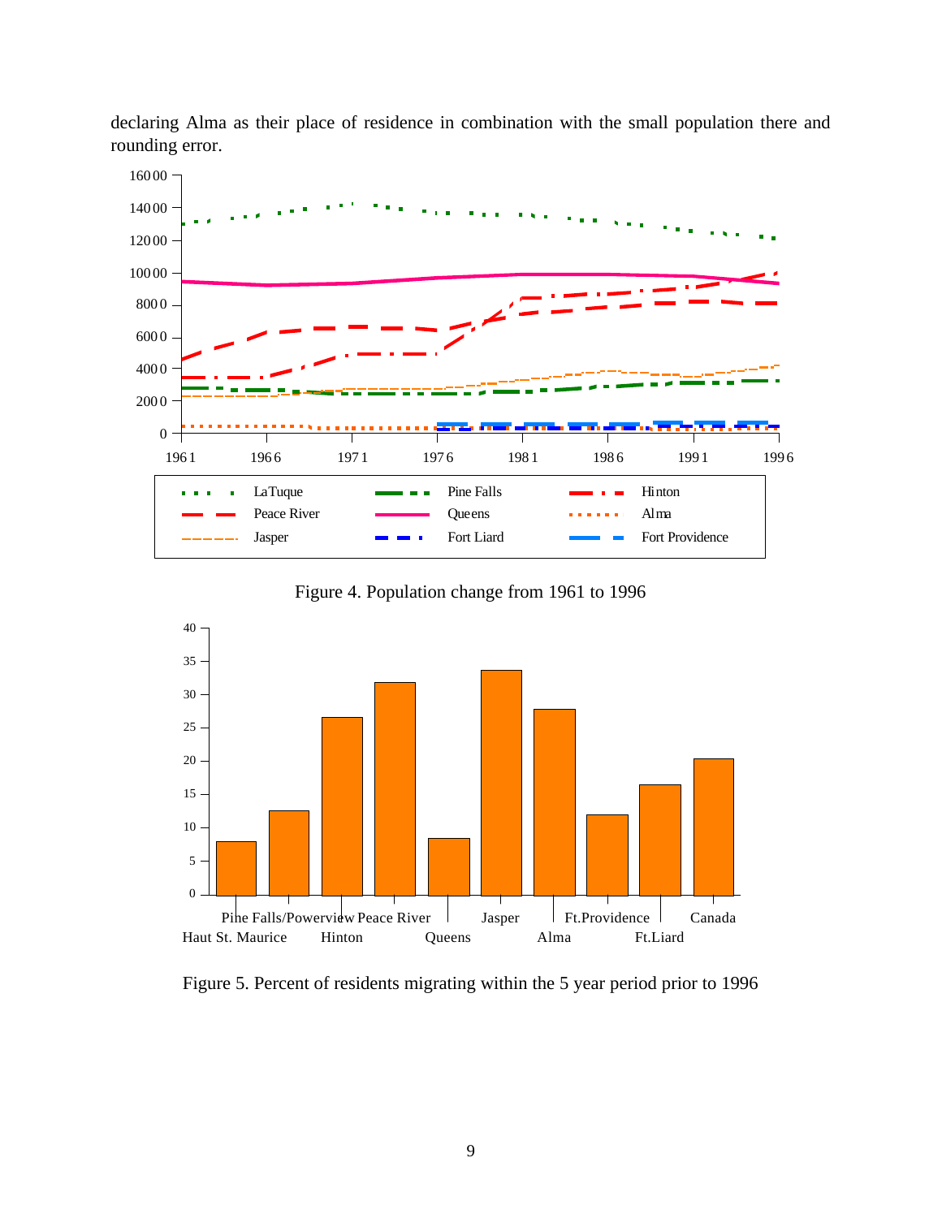declaring Alma as their place of residence in combination with the small population there and rounding error.

Figure 4. Population change from 1961 to 1996

Figure 5. Percent of residents migrating within the 5 year period prior to 1996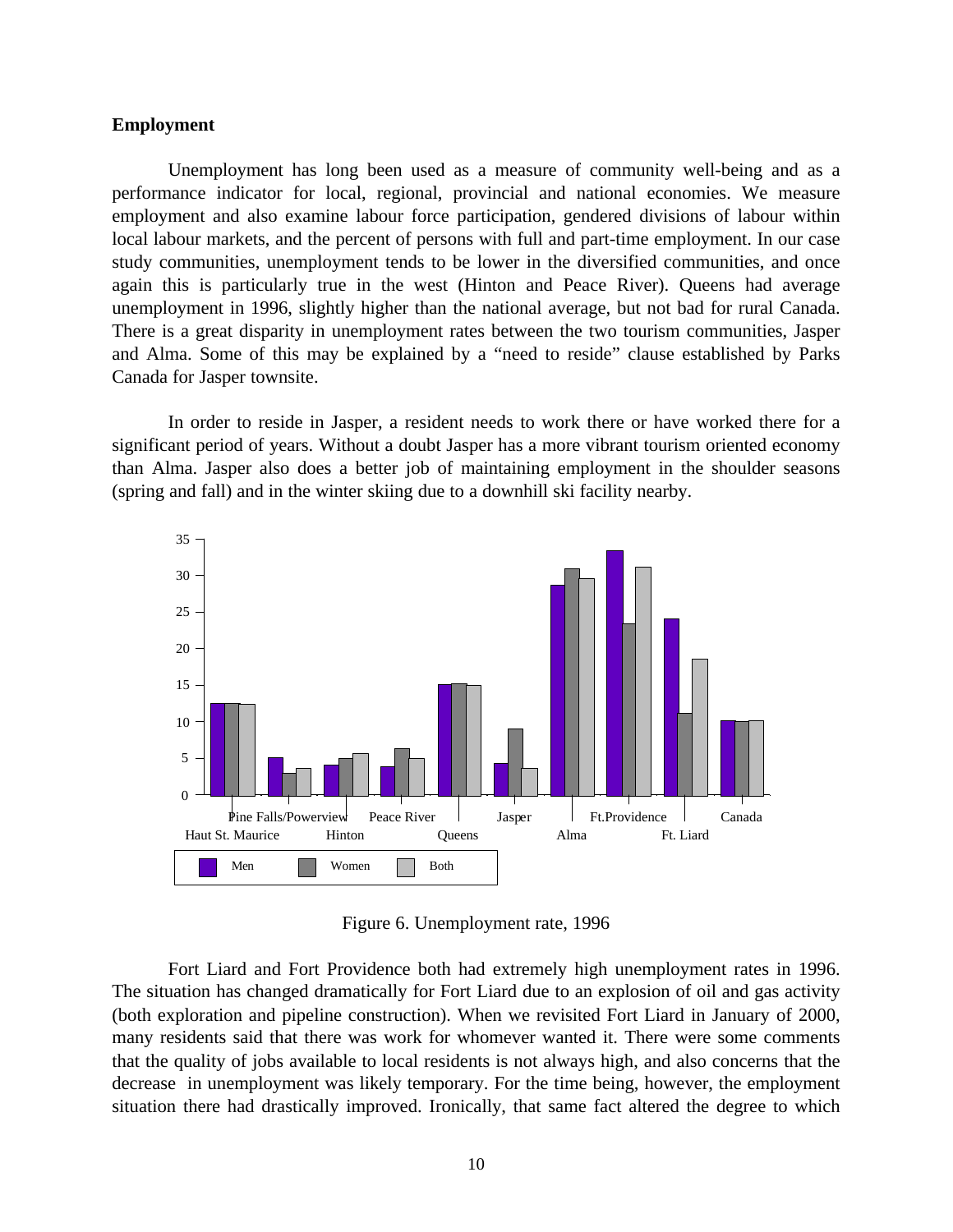**Employment**

Unemployment has long been used as a measure of community well-being and as a performance indicator for local, regional, provincial and national economies. We measure employment and also examine labour force participation, gendered divisions of labour within local labour markets, and the percent of persons with full and part-time employment. In our case study communities, unemployment tends to be lower in the diversified communities, and once again this is particularly true in the west (Hinton and Peace River). Queens had average unemployment in 1996, slightly higher than the national average, but not bad for rural Canada. There is a great disparity in unemployment rates between the two tourism communities, Jasper and Alma. Some of this may be explained by a "need to reside" clause established by Parks Canada for Jasper townsite.

In order to reside in Jasper, a resident needs to work there or have worked there for a significant period of years. Without a doubt Jasper has a more vibrant tourism oriented economy than Alma. Jasper also does a better job of maintaining employment in the shoulder seasons (spring and fall) and in the winter skiing due to a downhill ski facility nearby.

Figure 6. Unemployment rate, 1996

Fort Liard and Fort Providence both had extremely high unemployment rates in 1996. The situation has changed dramatically for Fort Liard due to an explosion of oil and gas activity (both exploration and pipeline construction). When we revisited Fort Liard in January of 2000, many residents said that there was work for whomever wanted it. There were some comments that the quality of jobs available to local residents is not always high, and also concerns that the decrease in unemployment was likely temporary. For the time being, however, the employment situation there had drastically improved. Ironically, that same fact altered the degree to which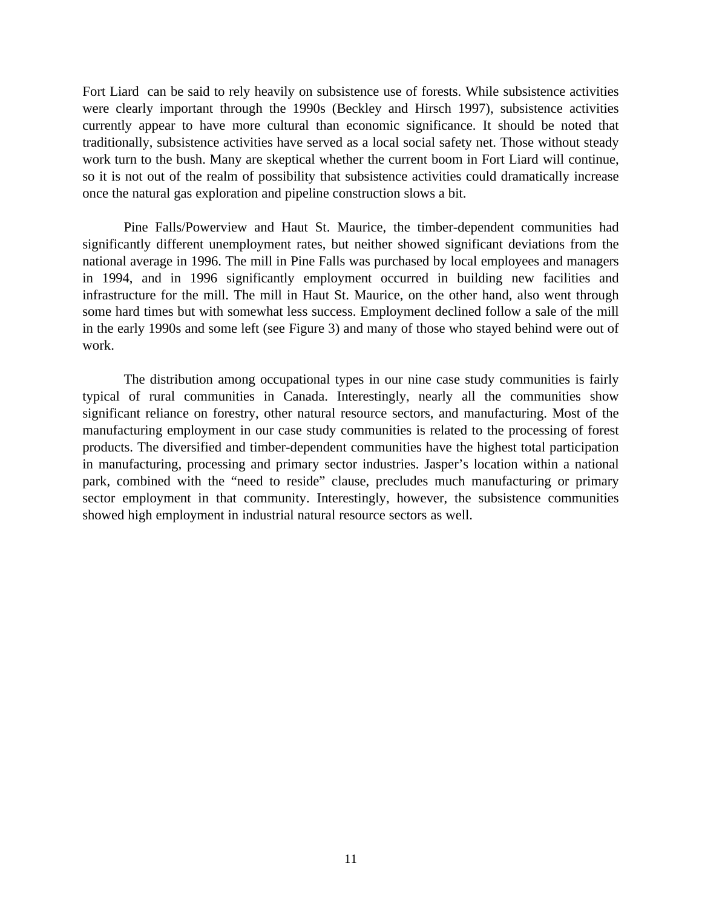Fort Liard can be said to rely heavily on subsistence use of forests. While subsistence activities were clearly important through the 1990s (Beckley and Hirsch 1997), subsistence activities currently appear to have more cultural than economic significance. It should be noted that traditionally, subsistence activities have served as a local social safety net. Those without steady work turn to the bush. Many are skeptical whether the current boom in Fort Liard will continue, so it is not out of the realm of possibility that subsistence activities could dramatically increase once the natural gas exploration and pipeline construction slows a bit.

Pine Falls/Powerview and Haut St. Maurice, the timber-dependent communities had significantly different unemployment rates, but neither showed significant deviations from the national average in 1996. The mill in Pine Falls was purchased by local employees and managers in 1994, and in 1996 significantly employment occurred in building new facilities and infrastructure for the mill. The mill in Haut St. Maurice, on the other hand, also went through some hard times but with somewhat less success. Employment declined follow a sale of the mill in the early 1990s and some left (see Figure 3) and many of those who stayed behind were out of work.

The distribution among occupational types in our nine case study communities is fairly typical of rural communities in Canada. Interestingly, nearly all the communities show significant reliance on forestry, other natural resource sectors, and manufacturing. Most of the manufacturing employment in our case study communities is related to the processing of forest products. The diversified and timber-dependent communities have the highest total participation in manufacturing, processing and primary sector industries. Jasper's location within a national park, combined with the "need to reside" clause, precludes much manufacturing or primary sector employment in that community. Interestingly, however, the subsistence communities showed high employment in industrial natural resource sectors as well.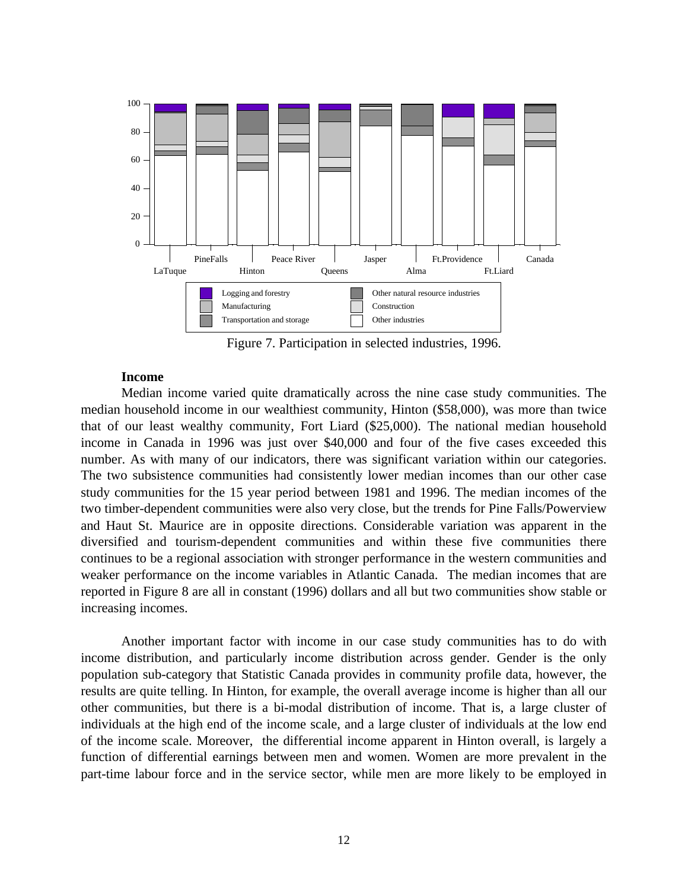Figure 7. Participation in selected industries, 1996.

**Income**

Median income varied quite dramatically across the nine case study communities. The median household income in our wealthiest community, Hinton ($58,000), was more than twice that of our least wealthy community, Fort Liard ($25,000). The national median household income in Canada in 1996 was just over $40,000 and four of the five cases exceeded this number. As with many of our indicators, there was significant variation within our categories. The two subsistence communities had consistently lower median incomes than our other case study communities for the 15 year period between 1981 and 1996. The median incomes of the two timber-dependent communities were also very close, but the trends for Pine Falls/Powerview and Haut St. Maurice are in opposite directions. Considerable variation was apparent in the diversified and tourism-dependent communities and within these five communities there continues to be a regional association with stronger performance in the western communities and weaker performance on the income variables in Atlantic Canada. The median incomes that are reported in Figure 8 are all in constant (1996) dollars and all but two communities show stable or increasing incomes.

Another important factor with income in our case study communities has to do with income distribution, and particularly income distribution across gender. Gender is the only population sub-category that Statistic Canada provides in community profile data, however, the results are quite telling. In Hinton, for example, the overall average income is higher than all our other communities, but there is a bi-modal distribution of income. That is, a large cluster of individuals at the high end of the income scale, and a large cluster of individuals at the low end of the income scale. Moreover, the differential income apparent in Hinton overall, is largely a function of differential earnings between men and women. Women are more prevalent in the part-time labour force and in the service sector, while men are more likely to be employed in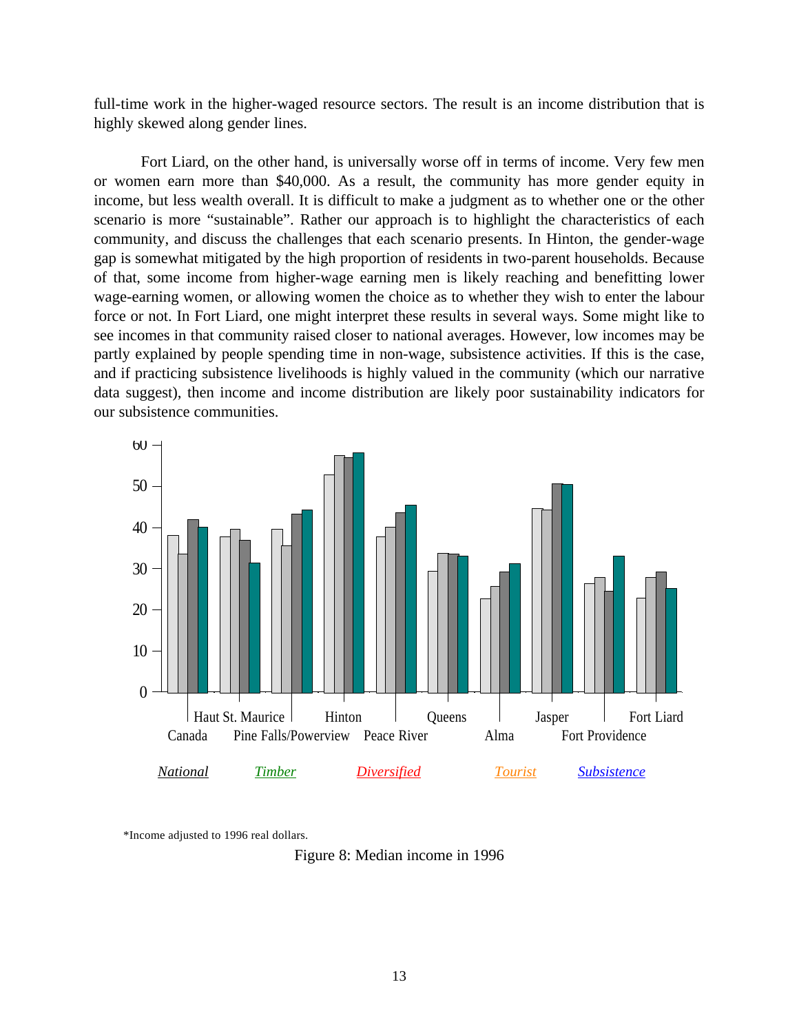full-time work in the higher-waged resource sectors. The result is an income distribution that is highly skewed along gender lines.

Fort Liard, on the other hand, is universally worse off in terms of income. Very few men or women earn more than $40,000. As a result, the community has more gender equity in income, but less wealth overall. It is difficult to make a judgment as to whether one or the other scenario is more "sustainable". Rather our approach is to highlight the characteristics of each community, and discuss the challenges that each scenario presents. In Hinton, the gender-wage gap is somewhat mitigated by the high proportion of residents in two-parent households. Because of that, some income from higher-wage earning men is likely reaching and benefitting lower wage-earning women, or allowing women the choice as to whether they wish to enter the labour force or not. In Fort Liard, one might interpret these results in several ways. Some might like to see incomes in that community raised closer to national averages. However, low incomes may be partly explained by people spending time in non-wage, subsistence activities. If this is the case, and if practicing subsistence livelihoods is highly valued in the community (which our narrative data suggest), then income and income distribution are likely poor sustainability indicators for our subsistence communities.

*Income adjusted to 1996 real dollars.

Figure 8: Median income in 1996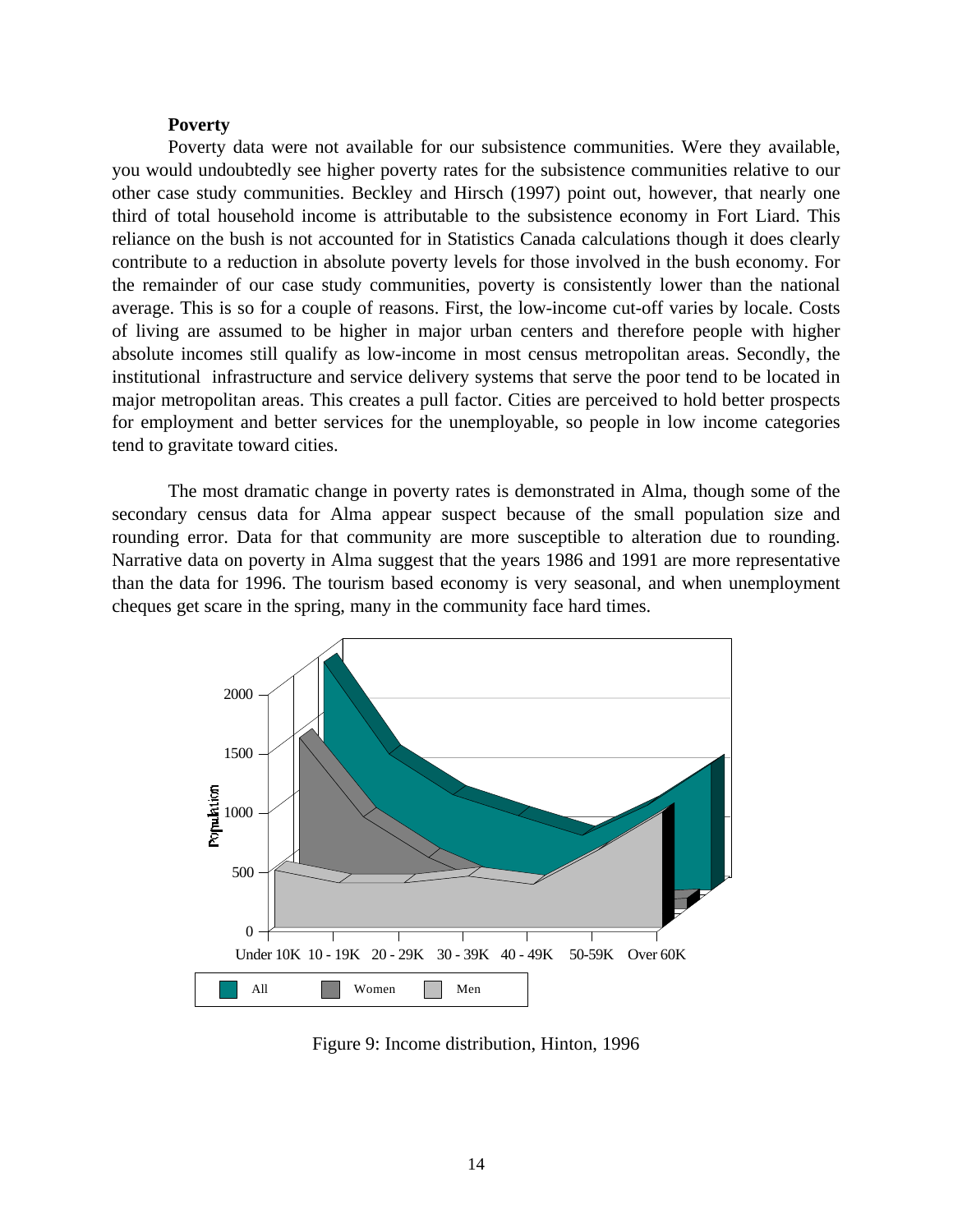**Poverty**

Poverty data were not available for our subsistence communities. Were they available, you would undoubtedly see higher poverty rates for the subsistence communities relative to our other case study communities. Beckley and Hirsch (1997) point out, however, that nearly one third of total household income is attributable to the subsistence economy in Fort Liard. This reliance on the bush is not accounted for in Statistics Canada calculations though it does clearly contribute to a reduction in absolute poverty levels for those involved in the bush economy. For the remainder of our case study communities, poverty is consistently lower than the national average. This is so for a couple of reasons. First, the low-income cut-off varies by locale. Costs of living are assumed to be higher in major urban centers and therefore people with higher absolute incomes still qualify as low-income in most census metropolitan areas. Secondly, the institutional infrastructure and service delivery systems that serve the poor tend to be located in major metropolitan areas. This creates a pull factor. Cities are perceived to hold better prospects for employment and better services for the unemployable, so people in low income categories tend to gravitate toward cities.

The most dramatic change in poverty rates is demonstrated in Alma, though some of the secondary census data for Alma appear suspect because of the small population size and rounding error. Data for that community are more susceptible to alteration due to rounding. Narrative data on poverty in Alma suggest that the years 1986 and 1991 are more representative than the data for 1996. The tourism based economy is very seasonal, and when unemployment cheques get scare in the spring, many in the community face hard times.

Figure 9: Income distribution, Hinton, 1996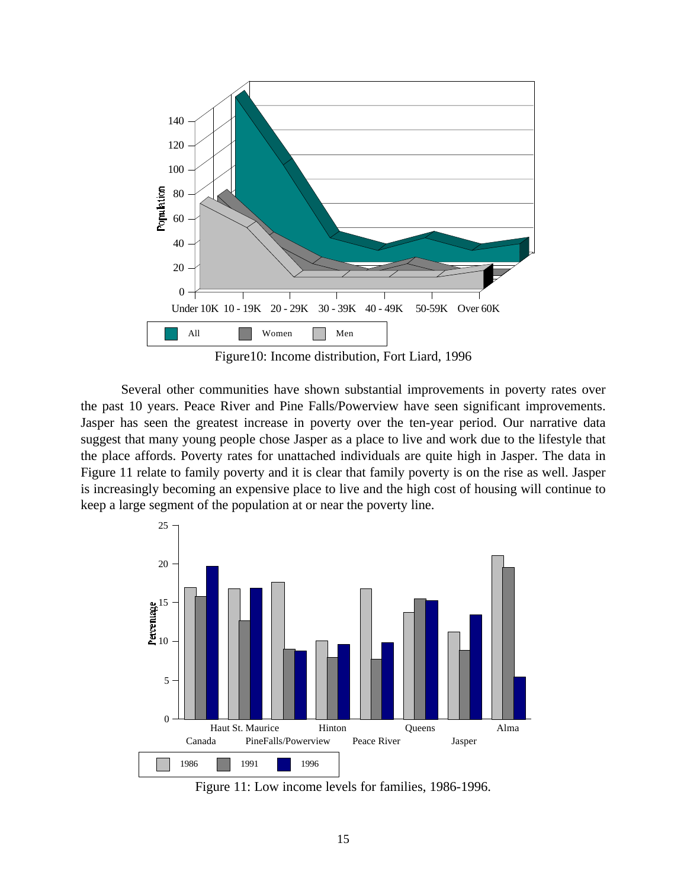Figure10: Income distribution, Fort Liard, 1996

Several other communities have shown substantial improvements in poverty rates over the past 10 years. Peace River and Pine Falls/Powerview have seen significant improvements. Jasper has seen the greatest increase in poverty over the ten-year period. Our narrative data suggest that many young people chose Jasper as a place to live and work due to the lifestyle that the place affords. Poverty rates for unattached individuals are quite high in Jasper. The data in Figure 11 relate to family poverty and it is clear that family poverty is on the rise as well. Jasper is increasingly becoming an expensive place to live and the high cost of housing will continue to keep a large segment of the population at or near the poverty line.

Figure 11: Low income levels for families, 1986-1996.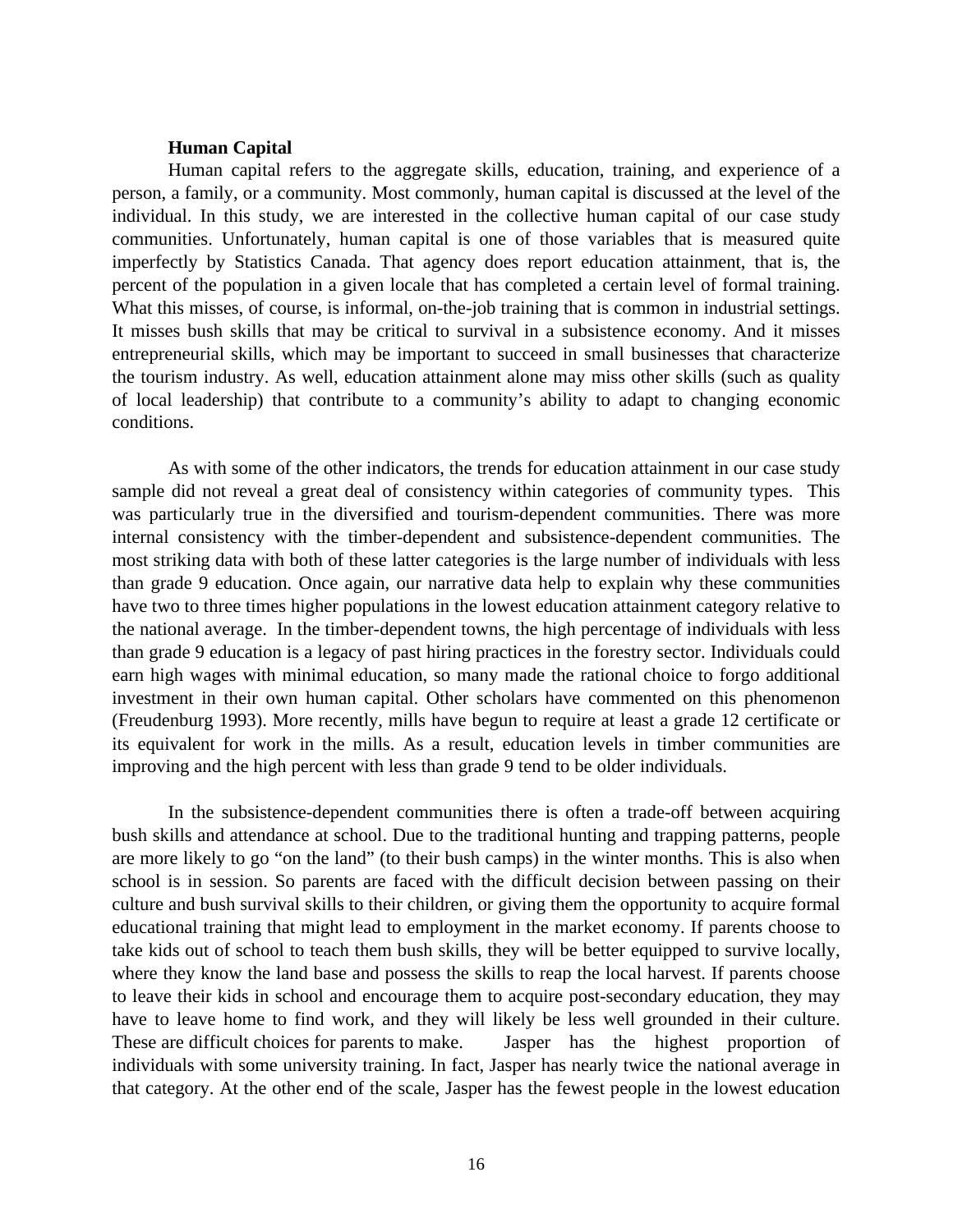### Human Capital

Human capital refers to the aggregate skills, education, training, and experience of a person, a family, or a community. Most commonly, human capital is discussed at the level of the individual. In this study, we are interested in the collective human capital of our case study communities. Unfortunately, human capital is one of those variables that is measured quite imperfectly by Statistics Canada. That agency does report education attainment, that is, the percent of the population in a given locale that has completed a certain level of formal training. What this misses, of course, is informal, on-the-job training that is common in industrial settings. It misses bush skills that may be critical to survival in a subsistence economy. And it misses entrepreneurial skills, which may be important to succeed in small businesses that characterize the tourism industry. As well, education attainment alone may miss other skills (such as quality of local leadership) that contribute to a community's ability to adapt to changing economic conditions.

As with some of the other indicators, the trends for education attainment in our case study sample did not reveal a great deal of consistency within categories of community types. This was particularly true in the diversified and tourism-dependent communities. There was more internal consistency with the timber-dependent and subsistence-dependent communities. The most striking data with both of these latter categories is the large number of individuals with less than grade 9 education. Once again, our narrative data help to explain why these communities have two to three times higher populations in the lowest education attainment category relative to the national average. In the timber-dependent towns, the high percentage of individuals with less than grade 9 education is a legacy of past hiring practices in the forestry sector. Individuals could earn high wages with minimal education, so many made the rational choice to forgo additional investment in their own human capital. Other scholars have commented on this phenomenon (Freudenburg 1993). More recently, mills have begun to require at least a grade 12 certificate or its equivalent for work in the mills. As a result, education levels in timber communities are improving and the high percent with less than grade 9 tend to be older individuals.

In the subsistence-dependent communities there is often a trade-off between acquiring bush skills and attendance at school. Due to the traditional hunting and trapping patterns, people are more likely to go "on the land" (to their bush camps) in the winter months. This is also when school is in session. So parents are faced with the difficult decision between passing on their culture and bush survival skills to their children, or giving them the opportunity to acquire formal educational training that might lead to employment in the market economy. If parents choose to take kids out of school to teach them bush skills, they will be better equipped to survive locally, where they know the land base and possess the skills to reap the local harvest. If parents choose to leave their kids in school and encourage them to acquire post-secondary education, they may have to leave home to find work, and they will likely be less well grounded in their culture. These are difficult choices for parents to make. Jasper has the highest proportion of individuals with some university training. In fact, Jasper has nearly twice the national average in that category. At the other end of the scale, Jasper has the fewest people in the lowest education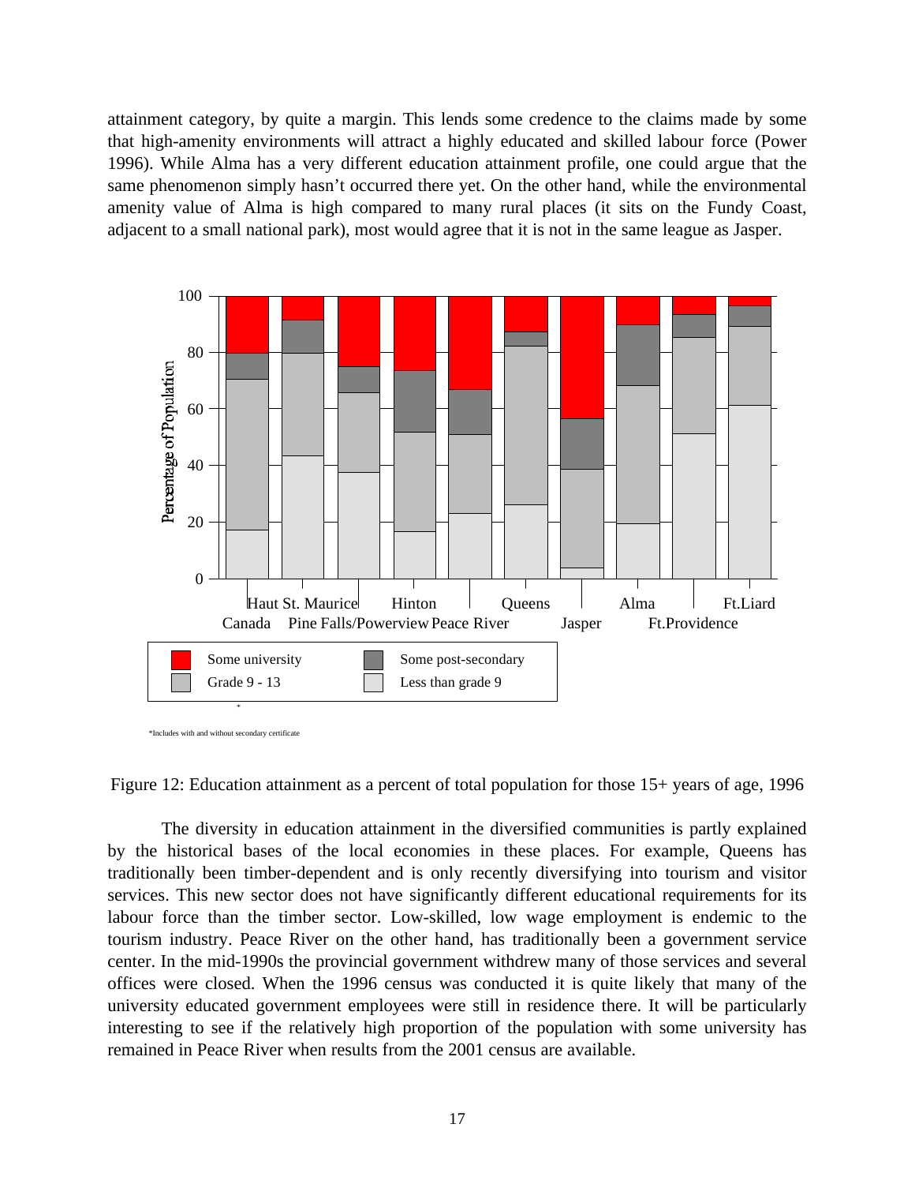attainment category, by quite a margin. This lends some credence to the claims made by some that high-amenity environments will attract a highly educated and skilled labour force (Power 1996). While Alma has a very different education attainment profile, one could argue that the same phenomenon simply hasn't occurred there yet. On the other hand, while the environmental amenity value of Alma is high compared to many rural places (it sits on the Fundy Coast, adjacent to a small national park), most would agree that it is not in the same league as Jasper.

*Includes with and without secondary certificate

Figure 12: Education attainment as a percent of total population for those 15+ years of age, 1996

The diversity in education attainment in the diversified communities is partly explained by the historical bases of the local economies in these places. For example, Queens has traditionally been timber-dependent and is only recently diversifying into tourism and visitor services. This new sector does not have significantly different educational requirements for its labour force than the timber sector. Low-skilled, low wage employment is endemic to the tourism industry. Peace River on the other hand, has traditionally been a government service center. In the mid-1990s the provincial government withdrew many of those services and several offices were closed. When the 1996 census was conducted it is quite likely that many of the university educated government employees were still in residence there. It will be particularly interesting to see if the relatively high proportion of the population with some university has remained in Peace River when results from the 2001 census are available.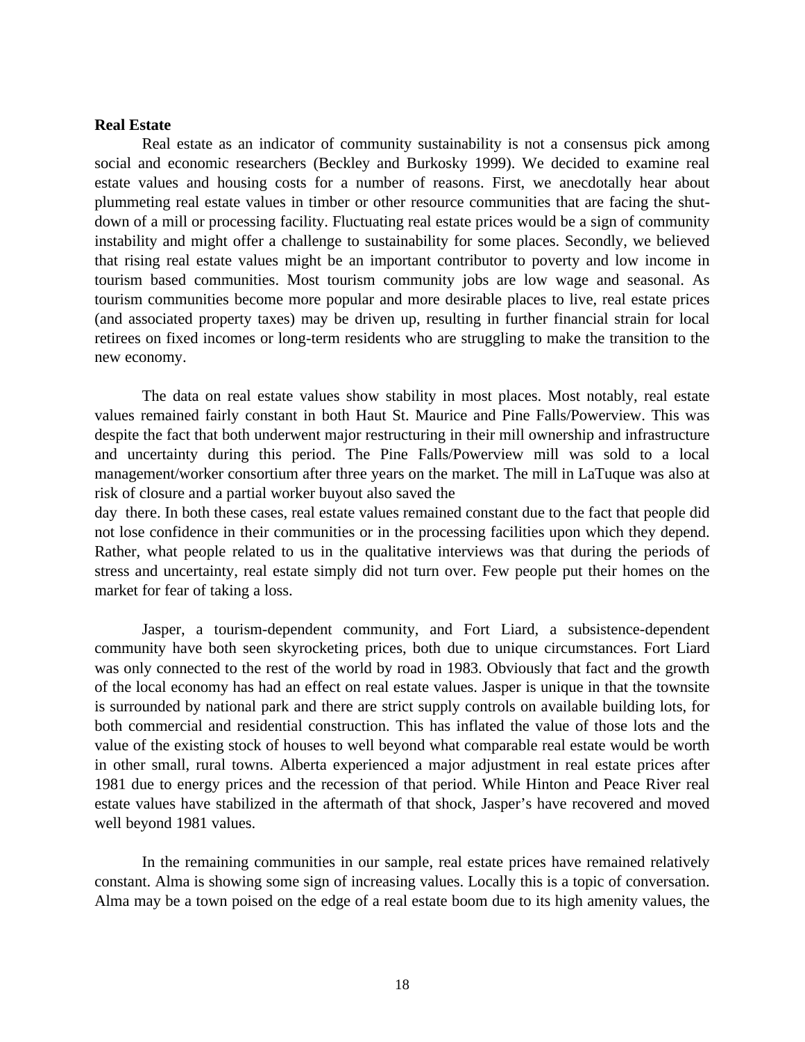**Real Estate**

Real estate as an indicator of community sustainability is not a consensus pick among social and economic researchers (Beckley and Burkosky 1999). We decided to examine real estate values and housing costs for a number of reasons. First, we anecdotally hear about plummeting real estate values in timber or other resource communities that are facing the shut-down of a mill or processing facility. Fluctuating real estate prices would be a sign of community instability and might offer a challenge to sustainability for some places. Secondly, we believed that rising real estate values might be an important contributor to poverty and low income in tourism based communities. Most tourism community jobs are low wage and seasonal. As tourism communities become more popular and more desirable places to live, real estate prices (and associated property taxes) may be driven up, resulting in further financial strain for local retirees on fixed incomes or long-term residents who are struggling to make the transition to the new economy.

The data on real estate values show stability in most places. Most notably, real estate values remained fairly constant in both Haut St. Maurice and Pine Falls/Powerview. This was despite the fact that both underwent major restructuring in their mill ownership and infrastructure and uncertainty during this period. The Pine Falls/Powerview mill was sold to a local management/worker consortium after three years on the market. The mill in LaTuque was also at risk of closure and a partial worker buyout also saved the day there. In both these cases, real estate values remained constant due to the fact that people did not lose confidence in their communities or in the processing facilities upon which they depend. Rather, what people related to us in the qualitative interviews was that during the periods of stress and uncertainty, real estate simply did not turn over. Few people put their homes on the market for fear of taking a loss.

Jasper, a tourism-dependent community, and Fort Liard, a subsistence-dependent community have both seen skyrocketing prices, both due to unique circumstances. Fort Liard was only connected to the rest of the world by road in 1983. Obviously that fact and the growth of the local economy has had an effect on real estate values. Jasper is unique in that the townsite is surrounded by national park and there are strict supply controls on available building lots, for both commercial and residential construction. This has inflated the value of those lots and the value of the existing stock of houses to well beyond what comparable real estate would be worth in other small, rural towns. Alberta experienced a major adjustment in real estate prices after 1981 due to energy prices and the recession of that period. While Hinton and Peace River real estate values have stabilized in the aftermath of that shock, Jasper's have recovered and moved well beyond 1981 values.

In the remaining communities in our sample, real estate prices have remained relatively constant. Alma is showing some sign of increasing values. Locally this is a topic of conversation. Alma may be a town poised on the edge of a real estate boom due to its high amenity values, the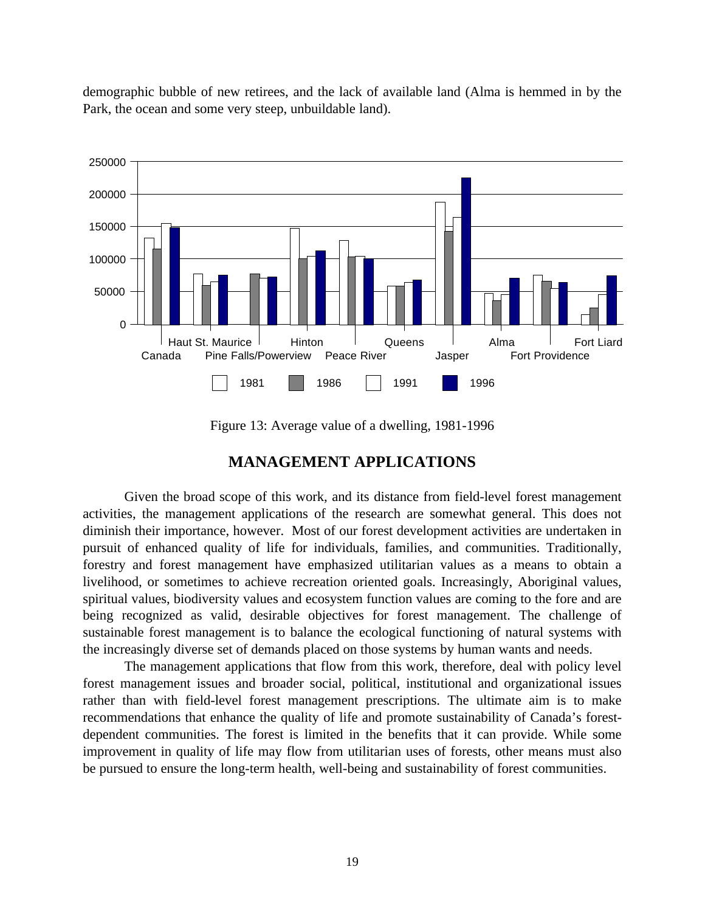demographic bubble of new retirees, and the lack of available land (Alma is hemmed in by the Park, the ocean and some very steep, unbuildable land).

Figure 13: Average value of a dwelling, 1981-1996

## MANAGEMENT APPLICATIONS

Given the broad scope of this work, and its distance from field-level forest management activities, the management applications of the research are somewhat general. This does not diminish their importance, however. Most of our forest development activities are undertaken in pursuit of enhanced quality of life for individuals, families, and communities. Traditionally, forestry and forest management have emphasized utilitarian values as a means to obtain a livelihood, or sometimes to achieve recreation oriented goals. Increasingly, Aboriginal values, spiritual values, biodiversity values and ecosystem function values are coming to the fore and are being recognized as valid, desirable objectives for forest management. The challenge of sustainable forest management is to balance the ecological functioning of natural systems with the increasingly diverse set of demands placed on those systems by human wants and needs.

The management applications that flow from this work, therefore, deal with policy level forest management issues and broader social, political, institutional and organizational issues rather than with field-level forest management prescriptions. The ultimate aim is to make recommendations that enhance the quality of life and promote sustainability of Canada's forest-dependent communities. The forest is limited in the benefits that it can provide. While some improvement in quality of life may flow from utilitarian uses of forests, other means must also be pursued to ensure the long-term health, well-being and sustainability of forest communities.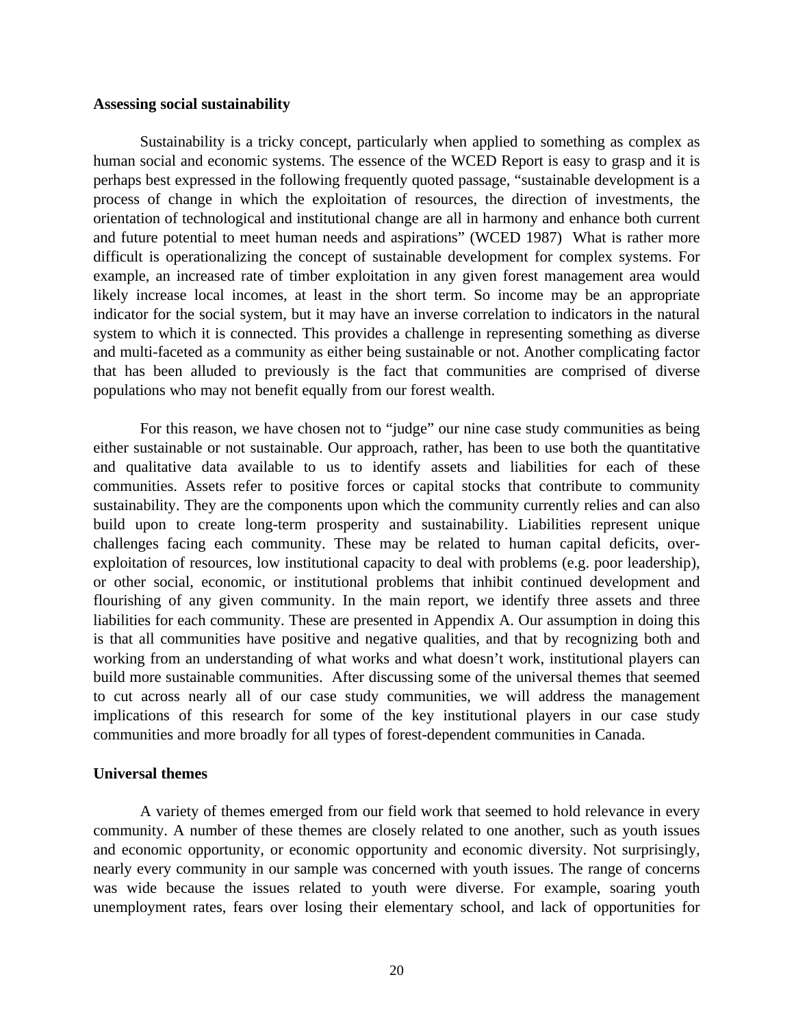## Assessing social sustainability

Sustainability is a tricky concept, particularly when applied to something as complex as human social and economic systems. The essence of the WCED Report is easy to grasp and it is perhaps best expressed in the following frequently quoted passage, "sustainable development is a process of change in which the exploitation of resources, the direction of investments, the orientation of technological and institutional change are all in harmony and enhance both current and future potential to meet human needs and aspirations" (WCED 1987) What is rather more difficult is operationalizing the concept of sustainable development for complex systems. For example, an increased rate of timber exploitation in any given forest management area would likely increase local incomes, at least in the short term. So income may be an appropriate indicator for the social system, but it may have an inverse correlation to indicators in the natural system to which it is connected. This provides a challenge in representing something as diverse and multi-faceted as a community as either being sustainable or not. Another complicating factor that has been alluded to previously is the fact that communities are comprised of diverse populations who may not benefit equally from our forest wealth.

For this reason, we have chosen not to "judge" our nine case study communities as being either sustainable or not sustainable. Our approach, rather, has been to use both the quantitative and qualitative data available to us to identify assets and liabilities for each of these communities. Assets refer to positive forces or capital stocks that contribute to community sustainability. They are the components upon which the community currently relies and can also build upon to create long-term prosperity and sustainability. Liabilities represent unique challenges facing each community. These may be related to human capital deficits, over-exploitation of resources, low institutional capacity to deal with problems (e.g. poor leadership), or other social, economic, or institutional problems that inhibit continued development and flourishing of any given community. In the main report, we identify three assets and three liabilities for each community. These are presented in Appendix A. Our assumption in doing this is that all communities have positive and negative qualities, and that by recognizing both and working from an understanding of what works and what doesn't work, institutional players can build more sustainable communities. After discussing some of the universal themes that seemed to cut across nearly all of our case study communities, we will address the management implications of this research for some of the key institutional players in our case study communities and more broadly for all types of forest-dependent communities in Canada.

## Universal themes

A variety of themes emerged from our field work that seemed to hold relevance in every community. A number of these themes are closely related to one another, such as youth issues and economic opportunity, or economic opportunity and economic diversity. Not surprisingly, nearly every community in our sample was concerned with youth issues. The range of concerns was wide because the issues related to youth were diverse. For example, soaring youth unemployment rates, fears over losing their elementary school, and lack of opportunities for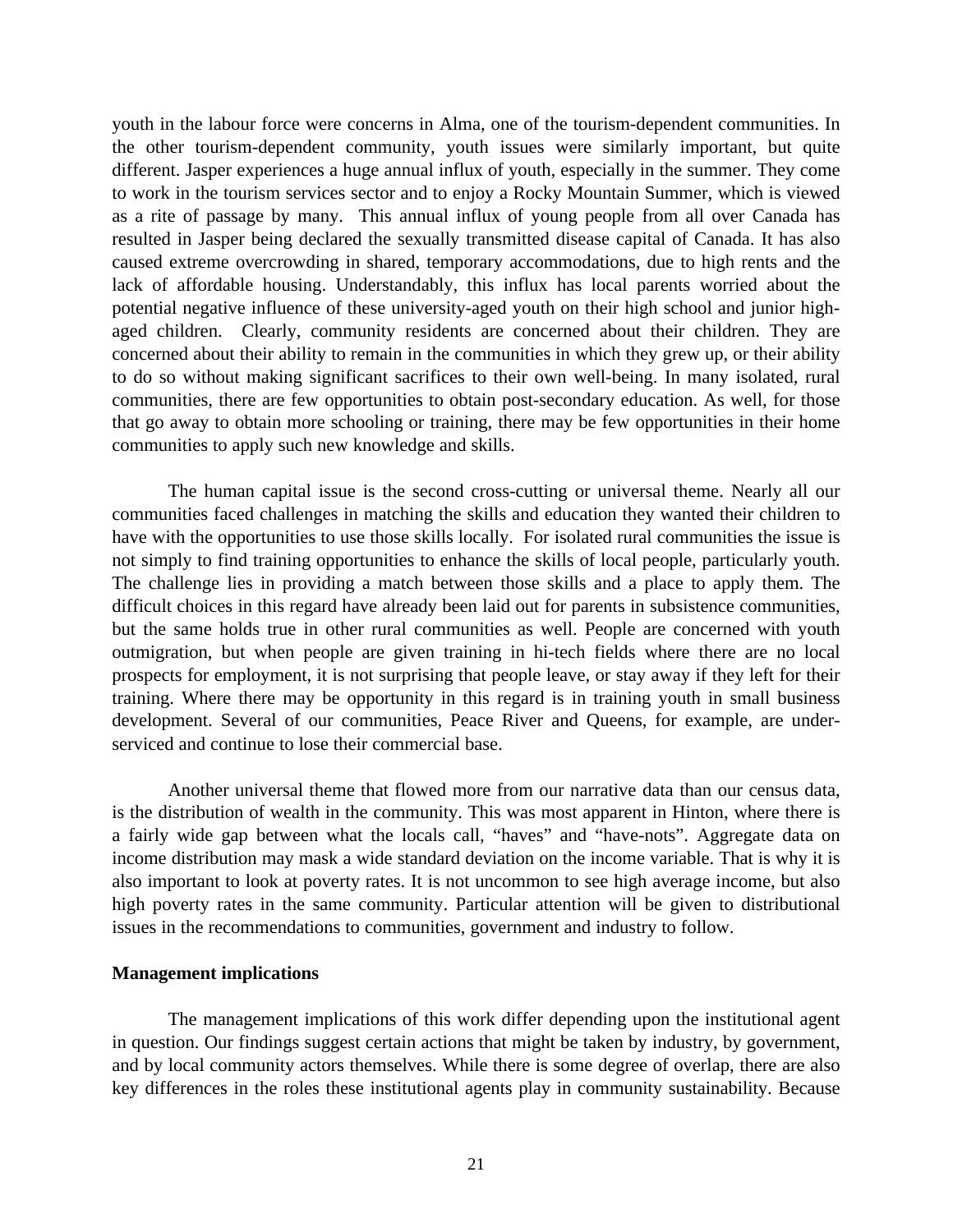youth in the labour force were concerns in Alma, one of the tourism-dependent communities. In the other tourism-dependent community, youth issues were similarly important, but quite different. Jasper experiences a huge annual influx of youth, especially in the summer. They come to work in the tourism services sector and to enjoy a Rocky Mountain Summer, which is viewed as a rite of passage by many. This annual influx of young people from all over Canada has resulted in Jasper being declared the sexually transmitted disease capital of Canada. It has also caused extreme overcrowding in shared, temporary accommodations, due to high rents and the lack of affordable housing. Understandably, this influx has local parents worried about the potential negative influence of these university-aged youth on their high school and junior high-aged children. Clearly, community residents are concerned about their children. They are concerned about their ability to remain in the communities in which they grew up, or their ability to do so without making significant sacrifices to their own well-being. In many isolated, rural communities, there are few opportunities to obtain post-secondary education. As well, for those that go away to obtain more schooling or training, there may be few opportunities in their home communities to apply such new knowledge and skills.

The human capital issue is the second cross-cutting or universal theme. Nearly all our communities faced challenges in matching the skills and education they wanted their children to have with the opportunities to use those skills locally. For isolated rural communities the issue is not simply to find training opportunities to enhance the skills of local people, particularly youth. The challenge lies in providing a match between those skills and a place to apply them. The difficult choices in this regard have already been laid out for parents in subsistence communities, but the same holds true in other rural communities as well. People are concerned with youth outmigration, but when people are given training in hi-tech fields where there are no local prospects for employment, it is not surprising that people leave, or stay away if they left for their training. Where there may be opportunity in this regard is in training youth in small business development. Several of our communities, Peace River and Queens, for example, are under-serviced and continue to lose their commercial base.

Another universal theme that flowed more from our narrative data than our census data, is the distribution of wealth in the community. This was most apparent in Hinton, where there is a fairly wide gap between what the locals call, "haves" and "have-nots". Aggregate data on income distribution may mask a wide standard deviation on the income variable. That is why it is also important to look at poverty rates. It is not uncommon to see high average income, but also high poverty rates in the same community. Particular attention will be given to distributional issues in the recommendations to communities, government and industry to follow.

**Management implications**

The management implications of this work differ depending upon the institutional agent in question. Our findings suggest certain actions that might be taken by industry, by government, and by local community actors themselves. While there is some degree of overlap, there are also key differences in the roles these institutional agents play in community sustainability. Because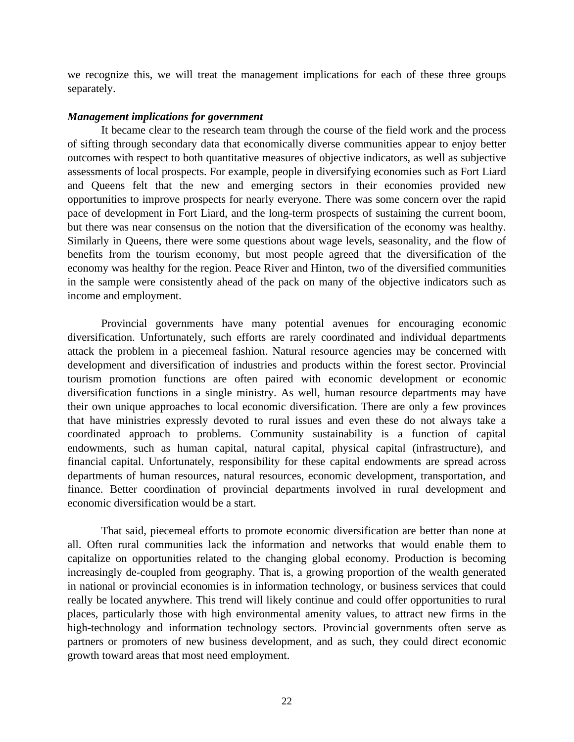we recognize this, we will treat the management implications for each of these three groups separately.

***Management implications for government***

It became clear to the research team through the course of the field work and the process of sifting through secondary data that economically diverse communities appear to enjoy better outcomes with respect to both quantitative measures of objective indicators, as well as subjective assessments of local prospects. For example, people in diversifying economies such as Fort Liard and Queens felt that the new and emerging sectors in their economies provided new opportunities to improve prospects for nearly everyone. There was some concern over the rapid pace of development in Fort Liard, and the long-term prospects of sustaining the current boom, but there was near consensus on the notion that the diversification of the economy was healthy. Similarly in Queens, there were some questions about wage levels, seasonality, and the flow of benefits from the tourism economy, but most people agreed that the diversification of the economy was healthy for the region. Peace River and Hinton, two of the diversified communities in the sample were consistently ahead of the pack on many of the objective indicators such as income and employment.

Provincial governments have many potential avenues for encouraging economic diversification. Unfortunately, such efforts are rarely coordinated and individual departments attack the problem in a piecemeal fashion. Natural resource agencies may be concerned with development and diversification of industries and products within the forest sector. Provincial tourism promotion functions are often paired with economic development or economic diversification functions in a single ministry. As well, human resource departments may have their own unique approaches to local economic diversification. There are only a few provinces that have ministries expressly devoted to rural issues and even these do not always take a coordinated approach to problems. Community sustainability is a function of capital endowments, such as human capital, natural capital, physical capital (infrastructure), and financial capital. Unfortunately, responsibility for these capital endowments are spread across departments of human resources, natural resources, economic development, transportation, and finance. Better coordination of provincial departments involved in rural development and economic diversification would be a start.

That said, piecemeal efforts to promote economic diversification are better than none at all. Often rural communities lack the information and networks that would enable them to capitalize on opportunities related to the changing global economy. Production is becoming increasingly de-coupled from geography. That is, a growing proportion of the wealth generated in national or provincial economies is in information technology, or business services that could really be located anywhere. This trend will likely continue and could offer opportunities to rural places, particularly those with high environmental amenity values, to attract new firms in the high-technology and information technology sectors. Provincial governments often serve as partners or promoters of new business development, and as such, they could direct economic growth toward areas that most need employment.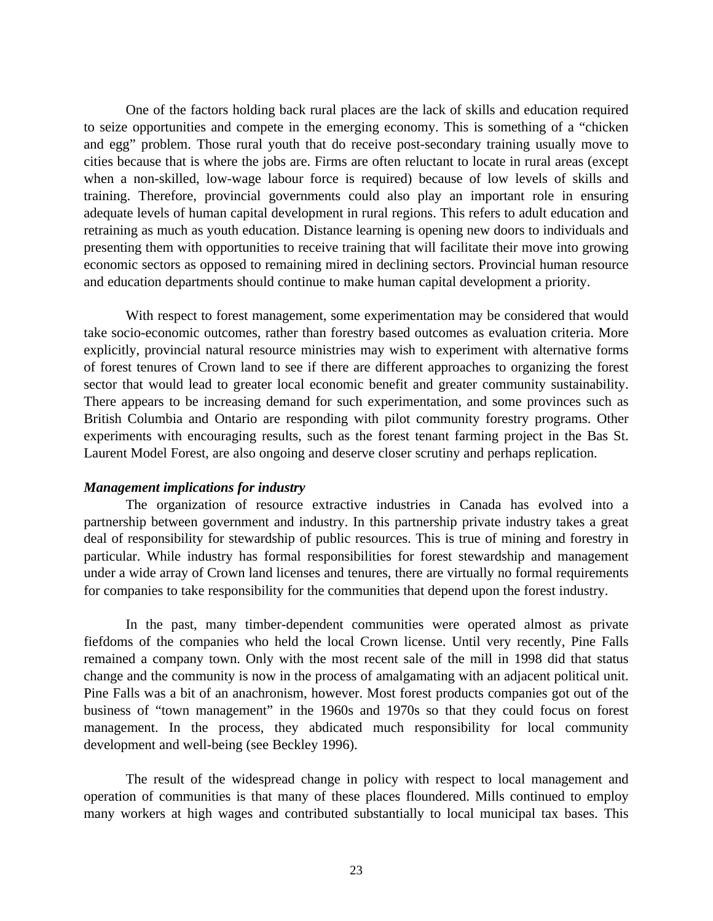One of the factors holding back rural places are the lack of skills and education required to seize opportunities and compete in the emerging economy. This is something of a "chicken and egg" problem. Those rural youth that do receive post-secondary training usually move to cities because that is where the jobs are. Firms are often reluctant to locate in rural areas (except when a non-skilled, low-wage labour force is required) because of low levels of skills and training. Therefore, provincial governments could also play an important role in ensuring adequate levels of human capital development in rural regions. This refers to adult education and retraining as much as youth education. Distance learning is opening new doors to individuals and presenting them with opportunities to receive training that will facilitate their move into growing economic sectors as opposed to remaining mired in declining sectors. Provincial human resource and education departments should continue to make human capital development a priority.

With respect to forest management, some experimentation may be considered that would take socio-economic outcomes, rather than forestry based outcomes as evaluation criteria. More explicitly, provincial natural resource ministries may wish to experiment with alternative forms of forest tenures of Crown land to see if there are different approaches to organizing the forest sector that would lead to greater local economic benefit and greater community sustainability. There appears to be increasing demand for such experimentation, and some provinces such as British Columbia and Ontario are responding with pilot community forestry programs. Other experiments with encouraging results, such as the forest tenant farming project in the Bas St. Laurent Model Forest, are also ongoing and deserve closer scrutiny and perhaps replication.

### *Management implications for industry*

The organization of resource extractive industries in Canada has evolved into a partnership between government and industry. In this partnership private industry takes a great deal of responsibility for stewardship of public resources. This is true of mining and forestry in particular. While industry has formal responsibilities for forest stewardship and management under a wide array of Crown land licenses and tenures, there are virtually no formal requirements for companies to take responsibility for the communities that depend upon the forest industry.

In the past, many timber-dependent communities were operated almost as private fiefdoms of the companies who held the local Crown license. Until very recently, Pine Falls remained a company town. Only with the most recent sale of the mill in 1998 did that status change and the community is now in the process of amalgamating with an adjacent political unit. Pine Falls was a bit of an anachronism, however. Most forest products companies got out of the business of "town management" in the 1960s and 1970s so that they could focus on forest management. In the process, they abdicated much responsibility for local community development and well-being (see Beckley 1996).

The result of the widespread change in policy with respect to local management and operation of communities is that many of these places floundered. Mills continued to employ many workers at high wages and contributed substantially to local municipal tax bases. This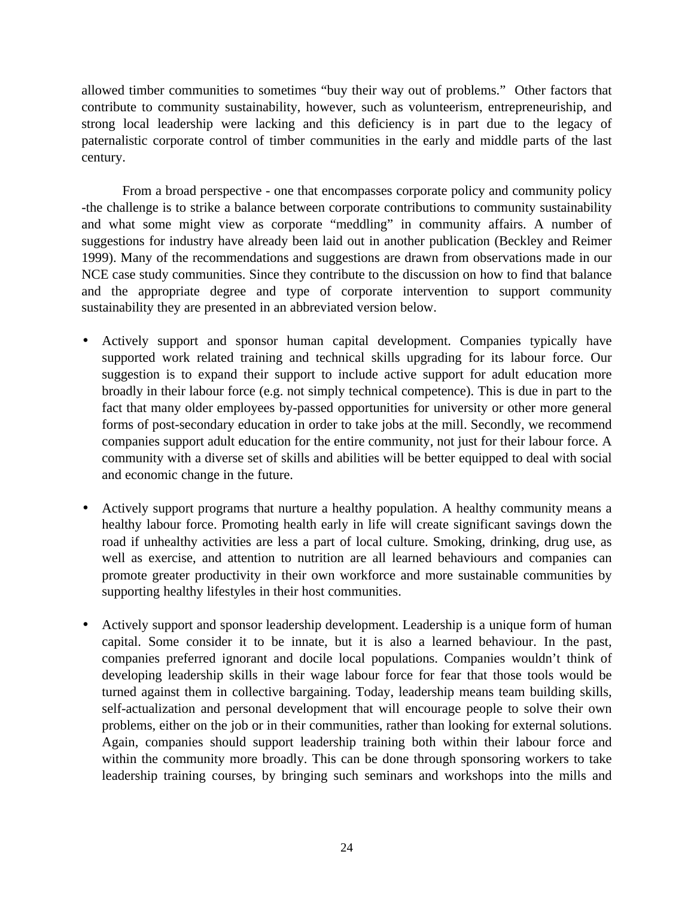allowed timber communities to sometimes "buy their way out of problems." Other factors that contribute to community sustainability, however, such as volunteerism, entrepreneurship, and strong local leadership were lacking and this deficiency is in part due to the legacy of paternalistic corporate control of timber communities in the early and middle parts of the last century.

From a broad perspective - one that encompasses corporate policy and community policy -the challenge is to strike a balance between corporate contributions to community sustainability and what some might view as corporate "meddling" in community affairs. A number of suggestions for industry have already been laid out in another publication (Beckley and Reimer 1999). Many of the recommendations and suggestions are drawn from observations made in our NCE case study communities. Since they contribute to the discussion on how to find that balance and the appropriate degree and type of corporate intervention to support community sustainability they are presented in an abbreviated version below.

- Actively support and sponsor human capital development. Companies typically have supported work related training and technical skills upgrading for its labour force. Our suggestion is to expand their support to include active support for adult education more broadly in their labour force (e.g. not simply technical competence). This is due in part to the fact that many older employees by-passed opportunities for university or other more general forms of post-secondary education in order to take jobs at the mill. Secondly, we recommend companies support adult education for the entire community, not just for their labour force. A community with a diverse set of skills and abilities will be better equipped to deal with social and economic change in the future.

- Actively support programs that nurture a healthy population. A healthy community means a healthy labour force. Promoting health early in life will create significant savings down the road if unhealthy activities are less a part of local culture. Smoking, drinking, drug use, as well as exercise, and attention to nutrition are all learned behaviours and companies can promote greater productivity in their own workforce and more sustainable communities by supporting healthy lifestyles in their host communities.

- Actively support and sponsor leadership development. Leadership is a unique form of human capital. Some consider it to be innate, but it is also a learned behaviour. In the past, companies preferred ignorant and docile local populations. Companies wouldn't think of developing leadership skills in their wage labour force for fear that those tools would be turned against them in collective bargaining. Today, leadership means team building skills, self-actualization and personal development that will encourage people to solve their own problems, either on the job or in their communities, rather than looking for external solutions. Again, companies should support leadership training both within their labour force and within the community more broadly. This can be done through sponsoring workers to take leadership training courses, by bringing such seminars and workshops into the mills and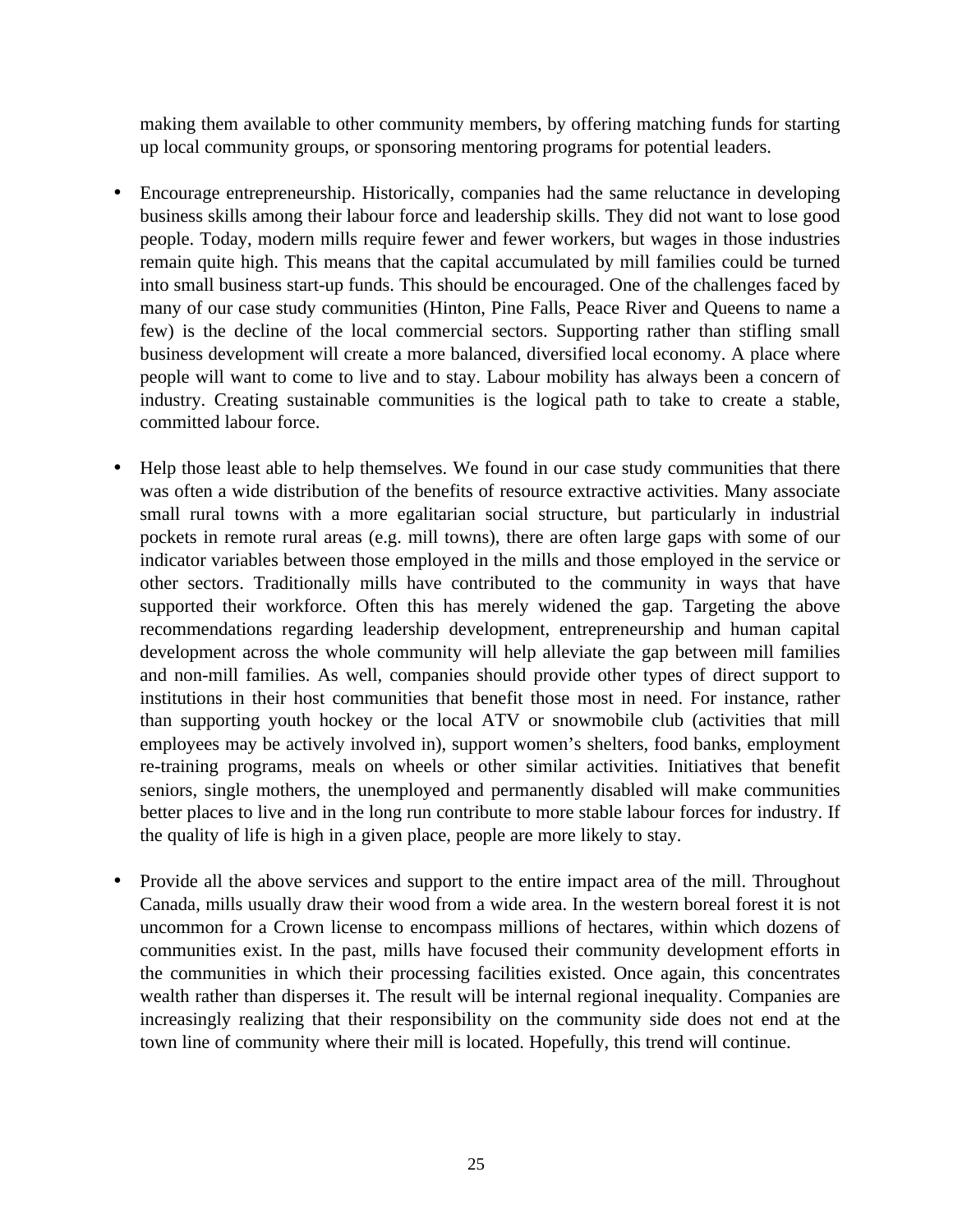making them available to other community members, by offering matching funds for starting up local community groups, or sponsoring mentoring programs for potential leaders.

- Encourage entrepreneurship. Historically, companies had the same reluctance in developing business skills among their labour force and leadership skills. They did not want to lose good people. Today, modern mills require fewer and fewer workers, but wages in those industries remain quite high. This means that the capital accumulated by mill families could be turned into small business start-up funds. This should be encouraged. One of the challenges faced by many of our case study communities (Hinton, Pine Falls, Peace River and Queens to name a few) is the decline of the local commercial sectors. Supporting rather than stifling small business development will create a more balanced, diversified local economy. A place where people will want to come to live and to stay. Labour mobility has always been a concern of industry. Creating sustainable communities is the logical path to take to create a stable, committed labour force.

- Help those least able to help themselves. We found in our case study communities that there was often a wide distribution of the benefits of resource extractive activities. Many associate small rural towns with a more egalitarian social structure, but particularly in industrial pockets in remote rural areas (e.g. mill towns), there are often large gaps with some of our indicator variables between those employed in the mills and those employed in the service or other sectors. Traditionally mills have contributed to the community in ways that have supported their workforce. Often this has merely widened the gap. Targeting the above recommendations regarding leadership development, entrepreneurship and human capital development across the whole community will help alleviate the gap between mill families and non-mill families. As well, companies should provide other types of direct support to institutions in their host communities that benefit those most in need. For instance, rather than supporting youth hockey or the local ATV or snowmobile club (activities that mill employees may be actively involved in), support women's shelters, food banks, employment re-training programs, meals on wheels or other similar activities. Initiatives that benefit seniors, single mothers, the unemployed and permanently disabled will make communities better places to live and in the long run contribute to more stable labour forces for industry. If the quality of life is high in a given place, people are more likely to stay.

- Provide all the above services and support to the entire impact area of the mill. Throughout Canada, mills usually draw their wood from a wide area. In the western boreal forest it is not uncommon for a Crown license to encompass millions of hectares, within which dozens of communities exist. In the past, mills have focused their community development efforts in the communities in which their processing facilities existed. Once again, this concentrates wealth rather than disperses it. The result will be internal regional inequality. Companies are increasingly realizing that their responsibility on the community side does not end at the town line of community where their mill is located. Hopefully, this trend will continue.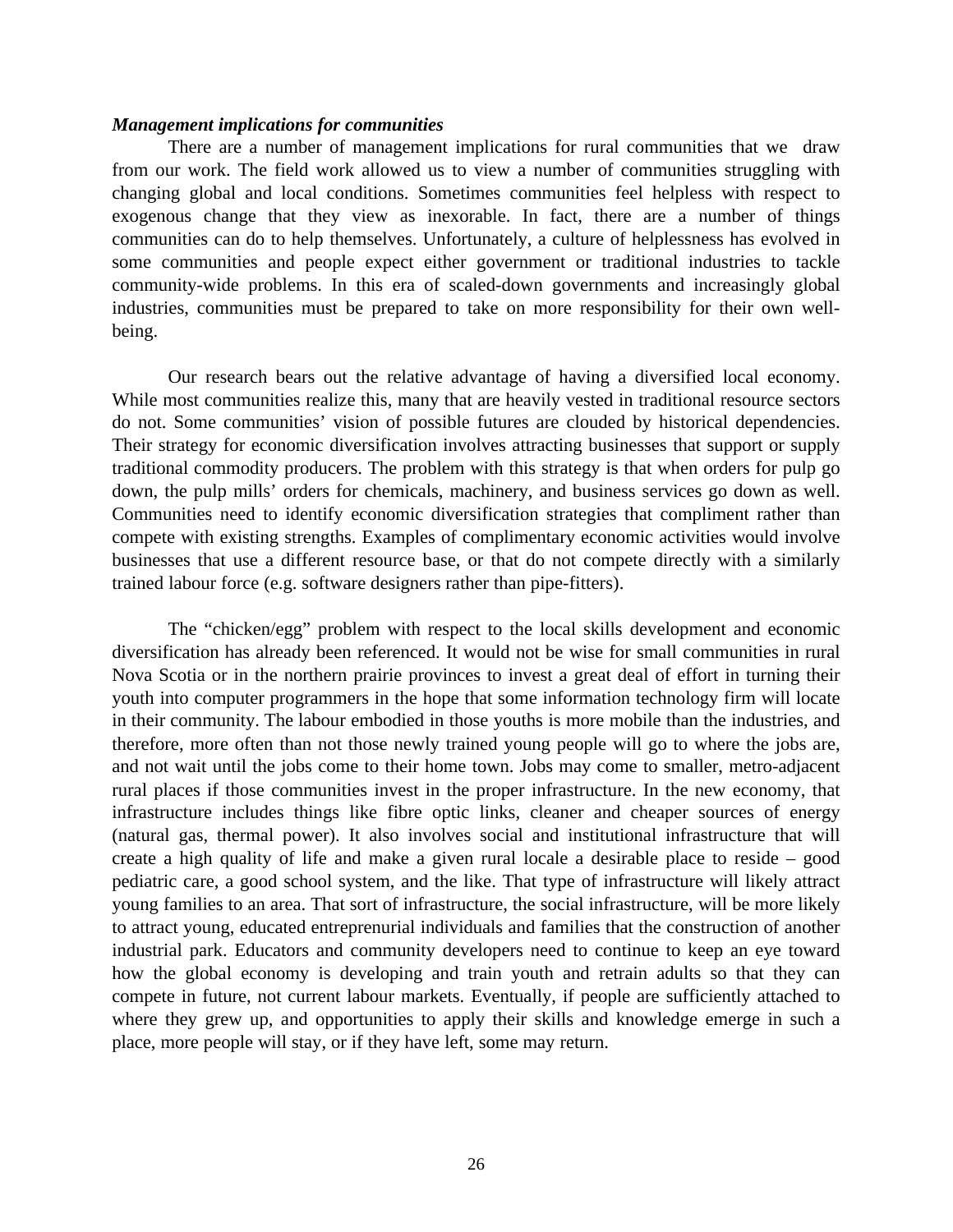***Management implications for communities***

There are a number of management implications for rural communities that we draw from our work. The field work allowed us to view a number of communities struggling with changing global and local conditions. Sometimes communities feel helpless with respect to exogenous change that they view as inexorable. In fact, there are a number of things communities can do to help themselves. Unfortunately, a culture of helplessness has evolved in some communities and people expect either government or traditional industries to tackle community-wide problems. In this era of scaled-down governments and increasingly global industries, communities must be prepared to take on more responsibility for their own well-being.

Our research bears out the relative advantage of having a diversified local economy. While most communities realize this, many that are heavily vested in traditional resource sectors do not. Some communities' vision of possible futures are clouded by historical dependencies. Their strategy for economic diversification involves attracting businesses that support or supply traditional commodity producers. The problem with this strategy is that when orders for pulp go down, the pulp mills' orders for chemicals, machinery, and business services go down as well. Communities need to identify economic diversification strategies that compliment rather than compete with existing strengths. Examples of complimentary economic activities would involve businesses that use a different resource base, or that do not compete directly with a similarly trained labour force (e.g. software designers rather than pipe-fitters).

The "chicken/egg" problem with respect to the local skills development and economic diversification has already been referenced. It would not be wise for small communities in rural Nova Scotia or in the northern prairie provinces to invest a great deal of effort in turning their youth into computer programmers in the hope that some information technology firm will locate in their community. The labour embodied in those youths is more mobile than the industries, and therefore, more often than not those newly trained young people will go to where the jobs are, and not wait until the jobs come to their home town. Jobs may come to smaller, metro-adjacent rural places if those communities invest in the proper infrastructure. In the new economy, that infrastructure includes things like fibre optic links, cleaner and cheaper sources of energy (natural gas, thermal power). It also involves social and institutional infrastructure that will create a high quality of life and make a given rural locale a desirable place to reside – good pediatric care, a good school system, and the like. That type of infrastructure will likely attract young families to an area. That sort of infrastructure, the social infrastructure, will be more likely to attract young, educated entreprenurial individuals and families that the construction of another industrial park. Educators and community developers need to continue to keep an eye toward how the global economy is developing and train youth and retrain adults so that they can compete in future, not current labour markets. Eventually, if people are sufficiently attached to where they grew up, and opportunities to apply their skills and knowledge emerge in such a place, more people will stay, or if they have left, some may return.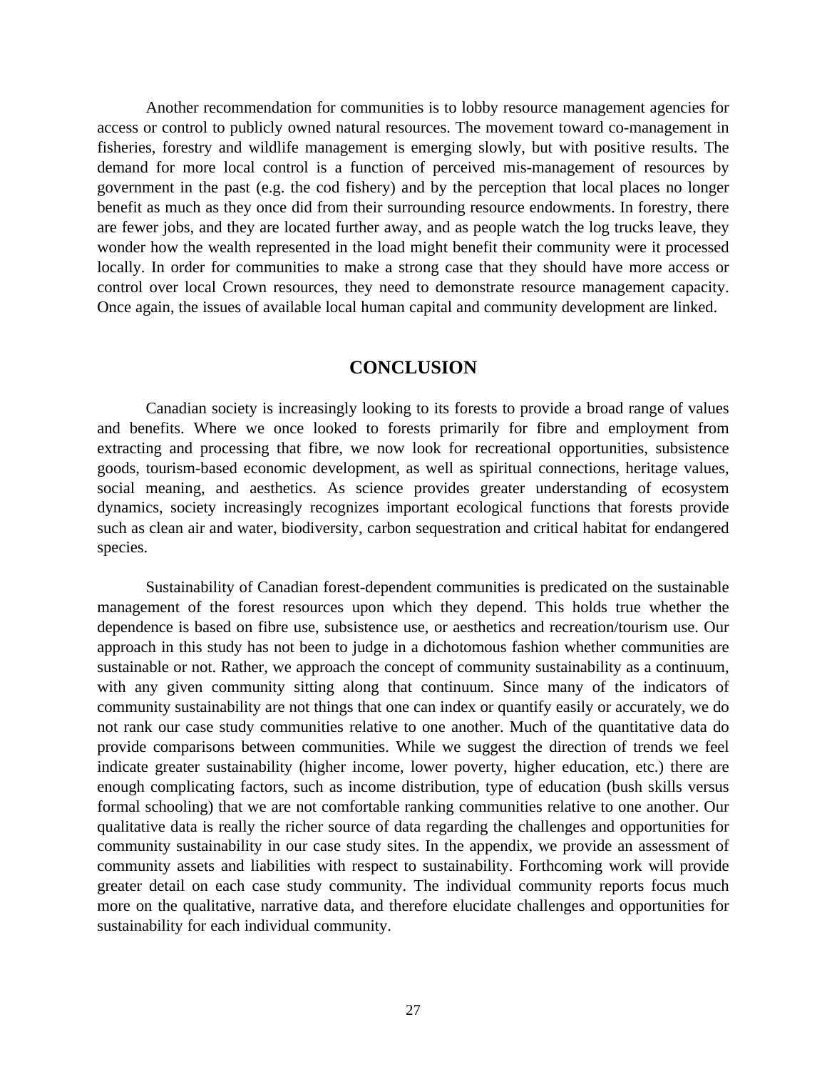Another recommendation for communities is to lobby resource management agencies for access or control to publicly owned natural resources. The movement toward co-management in fisheries, forestry and wildlife management is emerging slowly, but with positive results. The demand for more local control is a function of perceived mis-management of resources by government in the past (e.g. the cod fishery) and by the perception that local places no longer benefit as much as they once did from their surrounding resource endowments. In forestry, there are fewer jobs, and they are located further away, and as people watch the log trucks leave, they wonder how the wealth represented in the load might benefit their community were it processed locally. In order for communities to make a strong case that they should have more access or control over local Crown resources, they need to demonstrate resource management capacity. Once again, the issues of available local human capital and community development are linked.

## CONCLUSION

Canadian society is increasingly looking to its forests to provide a broad range of values and benefits. Where we once looked to forests primarily for fibre and employment from extracting and processing that fibre, we now look for recreational opportunities, subsistence goods, tourism-based economic development, as well as spiritual connections, heritage values, social meaning, and aesthetics. As science provides greater understanding of ecosystem dynamics, society increasingly recognizes important ecological functions that forests provide such as clean air and water, biodiversity, carbon sequestration and critical habitat for endangered species.

Sustainability of Canadian forest-dependent communities is predicated on the sustainable management of the forest resources upon which they depend. This holds true whether the dependence is based on fibre use, subsistence use, or aesthetics and recreation/tourism use. Our approach in this study has not been to judge in a dichotomous fashion whether communities are sustainable or not. Rather, we approach the concept of community sustainability as a continuum, with any given community sitting along that continuum. Since many of the indicators of community sustainability are not things that one can index or quantify easily or accurately, we do not rank our case study communities relative to one another. Much of the quantitative data do provide comparisons between communities. While we suggest the direction of trends we feel indicate greater sustainability (higher income, lower poverty, higher education, etc.) there are enough complicating factors, such as income distribution, type of education (bush skills versus formal schooling) that we are not comfortable ranking communities relative to one another. Our qualitative data is really the richer source of data regarding the challenges and opportunities for community sustainability in our case study sites. In the appendix, we provide an assessment of community assets and liabilities with respect to sustainability. Forthcoming work will provide greater detail on each case study community. The individual community reports focus much more on the qualitative, narrative data, and therefore elucidate challenges and opportunities for sustainability for each individual community.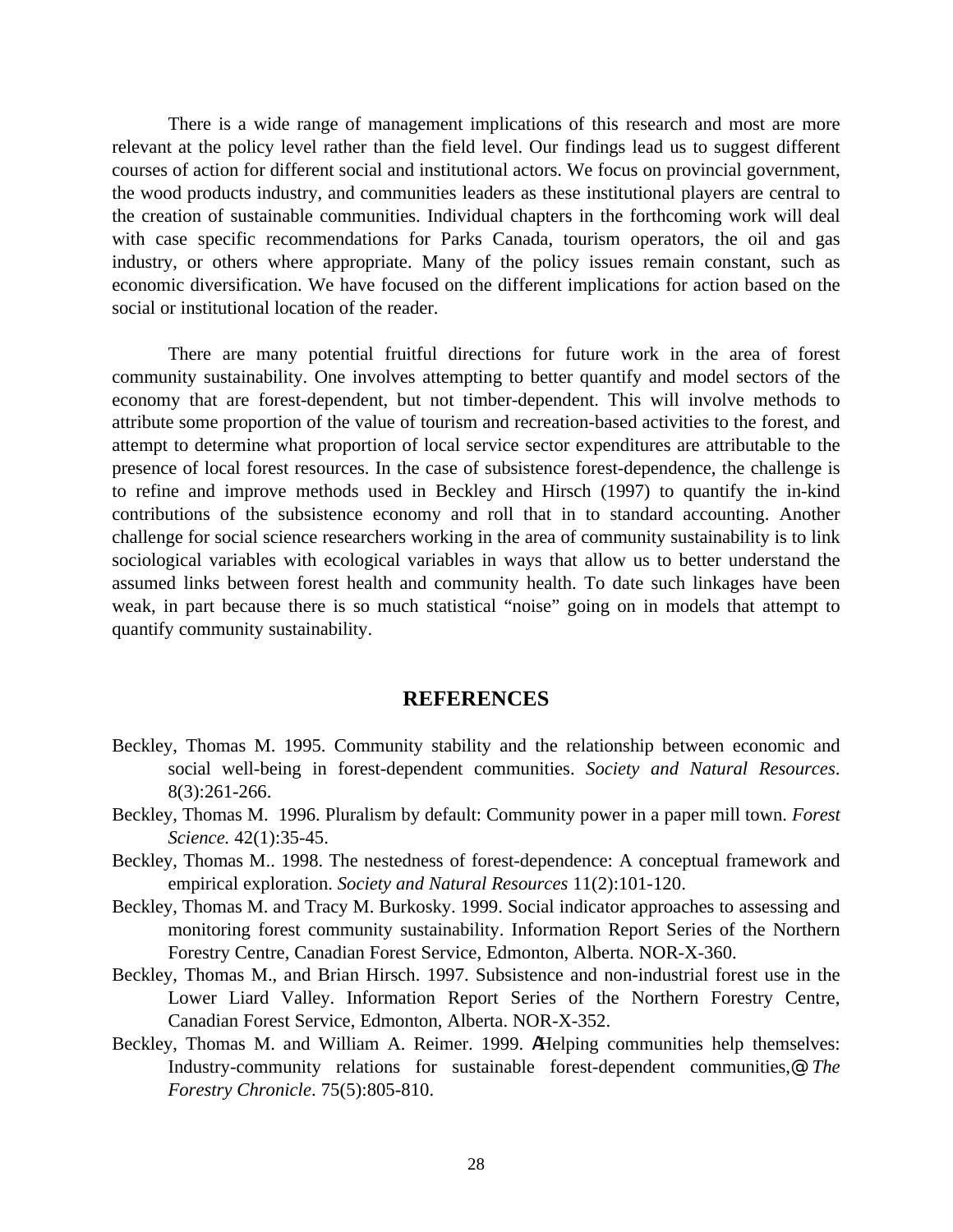There is a wide range of management implications of this research and most are more relevant at the policy level rather than the field level. Our findings lead us to suggest different courses of action for different social and institutional actors. We focus on provincial government, the wood products industry, and communities leaders as these institutional players are central to the creation of sustainable communities. Individual chapters in the forthcoming work will deal with case specific recommendations for Parks Canada, tourism operators, the oil and gas industry, or others where appropriate. Many of the policy issues remain constant, such as economic diversification. We have focused on the different implications for action based on the social or institutional location of the reader.

There are many potential fruitful directions for future work in the area of forest community sustainability. One involves attempting to better quantify and model sectors of the economy that are forest-dependent, but not timber-dependent. This will involve methods to attribute some proportion of the value of tourism and recreation-based activities to the forest, and attempt to determine what proportion of local service sector expenditures are attributable to the presence of local forest resources. In the case of subsistence forest-dependence, the challenge is to refine and improve methods used in Beckley and Hirsch (1997) to quantify the in-kind contributions of the subsistence economy and roll that in to standard accounting. Another challenge for social science researchers working in the area of community sustainability is to link sociological variables with ecological variables in ways that allow us to better understand the assumed links between forest health and community health. To date such linkages have been weak, in part because there is so much statistical "noise" going on in models that attempt to quantify community sustainability.

## REFERENCES

Beckley, Thomas M. 1995. Community stability and the relationship between economic and social well-being in forest-dependent communities. *Society and Natural Resources*. 8(3):261-266.

Beckley, Thomas M. 1996. Pluralism by default: Community power in a paper mill town. *Forest Science.* 42(1):35-45.

Beckley, Thomas M.. 1998. The nestedness of forest-dependence: A conceptual framework and empirical exploration. *Society and Natural Resources* 11(2):101-120.

Beckley, Thomas M. and Tracy M. Burkosky. 1999. Social indicator approaches to assessing and monitoring forest community sustainability. Information Report Series of the Northern Forestry Centre, Canadian Forest Service, Edmonton, Alberta. NOR-X-360.

Beckley, Thomas M., and Brian Hirsch. 1997. Subsistence and non-industrial forest use in the Lower Liard Valley. Information Report Series of the Northern Forestry Centre, Canadian Forest Service, Edmonton, Alberta. NOR-X-352.

Beckley, Thomas M. and William A. Reimer. 1999. AHelping communities help themselves: Industry-community relations for sustainable forest-dependent communities,@ *The Forestry Chronicle*. 75(5):805-810.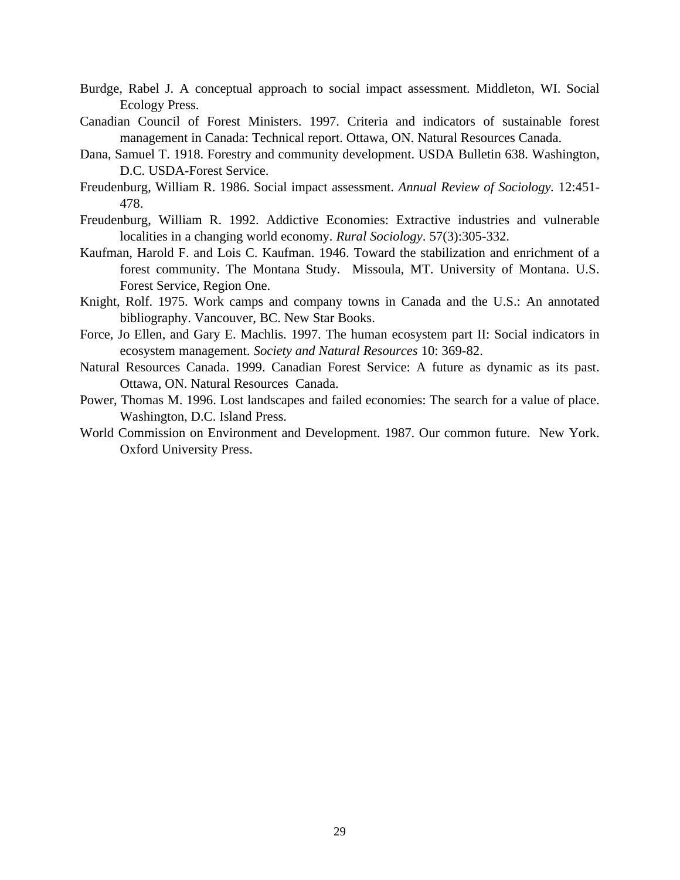Burdge, Rabel J. A conceptual approach to social impact assessment. Middleton, WI. Social Ecology Press.

Canadian Council of Forest Ministers. 1997. Criteria and indicators of sustainable forest management in Canada: Technical report. Ottawa, ON. Natural Resources Canada.

Dana, Samuel T. 1918. Forestry and community development. USDA Bulletin 638. Washington, D.C. USDA-Forest Service.

Freudenburg, William R. 1986. Social impact assessment. *Annual Review of Sociology.* 12:451-478.

Freudenburg, William R. 1992. Addictive Economies: Extractive industries and vulnerable localities in a changing world economy. *Rural Sociology*. 57(3):305-332.

Kaufman, Harold F. and Lois C. Kaufman. 1946. Toward the stabilization and enrichment of a forest community. The Montana Study. Missoula, MT. University of Montana. U.S. Forest Service, Region One.

Knight, Rolf. 1975. Work camps and company towns in Canada and the U.S.: An annotated bibliography. Vancouver, BC. New Star Books.

Force, Jo Ellen, and Gary E. Machlis. 1997. The human ecosystem part II: Social indicators in ecosystem management. *Society and Natural Resources* 10: 369-82.

Natural Resources Canada. 1999. Canadian Forest Service: A future as dynamic as its past. Ottawa, ON. Natural Resources Canada.

Power, Thomas M. 1996. Lost landscapes and failed economies: The search for a value of place. Washington, D.C. Island Press.

World Commission on Environment and Development. 1987. Our common future. New York. Oxford University Press.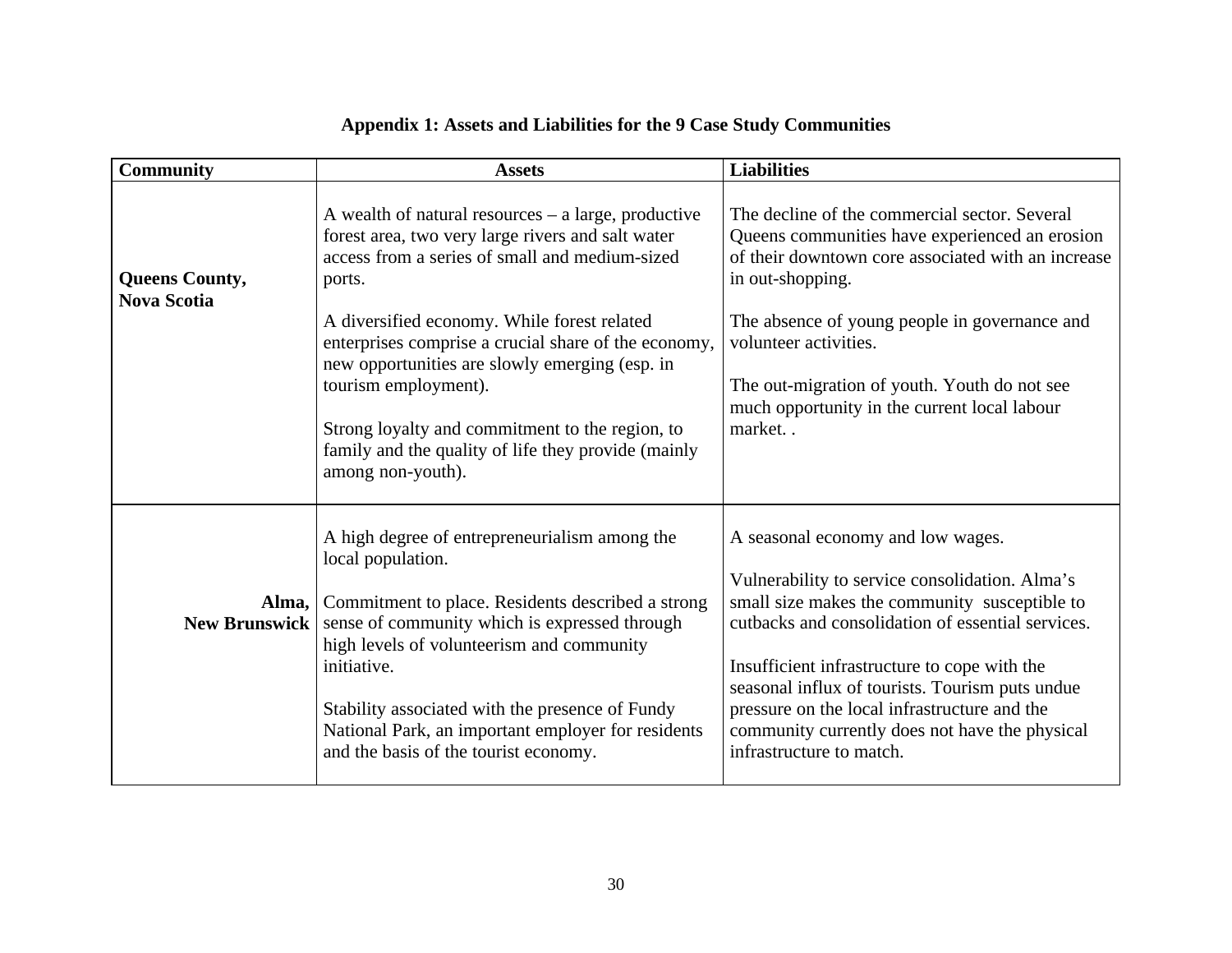# Appendix 1: Assets and Liabilities for the 9 Case Study Communities

| Community | Assets | Liabilities |
|---|---|---|
| **Queens County, Nova Scotia** | A wealth of natural resources – a large, productive forest area, two very large rivers and salt water access from a series of small and medium-sized ports.<br><br>A diversified economy. While forest related enterprises comprise a crucial share of the economy, new opportunities are slowly emerging (esp. in tourism employment).<br><br>Strong loyalty and commitment to the region, to family and the quality of life they provide (mainly among non-youth). | The decline of the commercial sector. Several Queens communities have experienced an erosion of their downtown core associated with an increase in out-shopping.<br><br>The absence of young people in governance and volunteer activities.<br><br>The out-migration of youth. Youth do not see much opportunity in the current local labour market. . |
| **Alma, New Brunswick** | A high degree of entrepreneurialism among the local population.<br><br>Commitment to place. Residents described a strong sense of community which is expressed through high levels of volunteerism and community initiative.<br><br>Stability associated with the presence of Fundy National Park, an important employer for residents and the basis of the tourist economy. | A seasonal economy and low wages.<br><br>Vulnerability to service consolidation. Alma's small size makes the community susceptible to cutbacks and consolidation of essential services.<br><br>Insufficient infrastructure to cope with the seasonal influx of tourists. Tourism puts undue pressure on the local infrastructure and the community currently does not have the physical infrastructure to match. |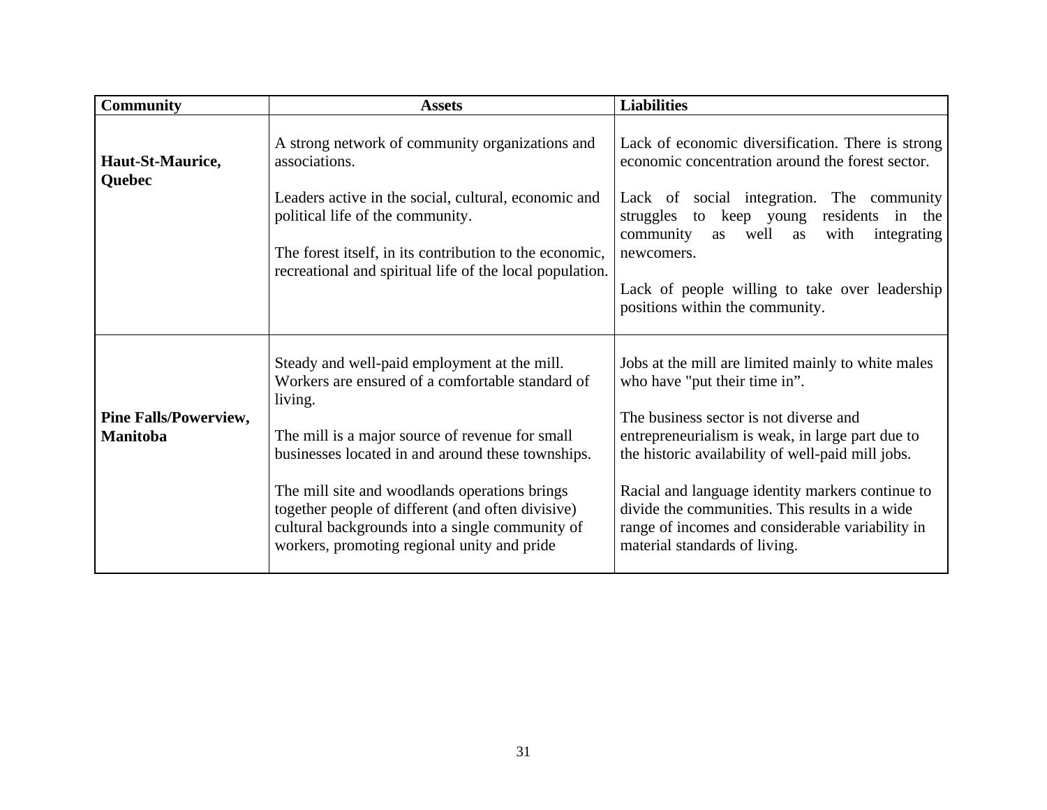| Community | Assets | Liabilities |
|---|---|---|
| **Haut-St-Maurice, Quebec** | A strong network of community organizations and associations.<br><br>Leaders active in the social, cultural, economic and political life of the community.<br><br>The forest itself, in its contribution to the economic, recreational and spiritual life of the local population. | Lack of economic diversification. There is strong economic concentration around the forest sector.<br><br>Lack of social integration. The community struggles to keep young residents in the community as well as with integrating newcomers.<br><br>Lack of people willing to take over leadership positions within the community. |
| **Pine Falls/Powerview, Manitoba** | Steady and well-paid employment at the mill. Workers are ensured of a comfortable standard of living.<br><br>The mill is a major source of revenue for small businesses located in and around these townships.<br><br>The mill site and woodlands operations brings together people of different (and often divisive) cultural backgrounds into a single community of workers, promoting regional unity and pride | Jobs at the mill are limited mainly to white males who have "put their time in".<br><br>The business sector is not diverse and entrepreneurialism is weak, in large part due to the historic availability of well-paid mill jobs.<br><br>Racial and language identity markers continue to divide the communities. This results in a wide range of incomes and considerable variability in material standards of living. |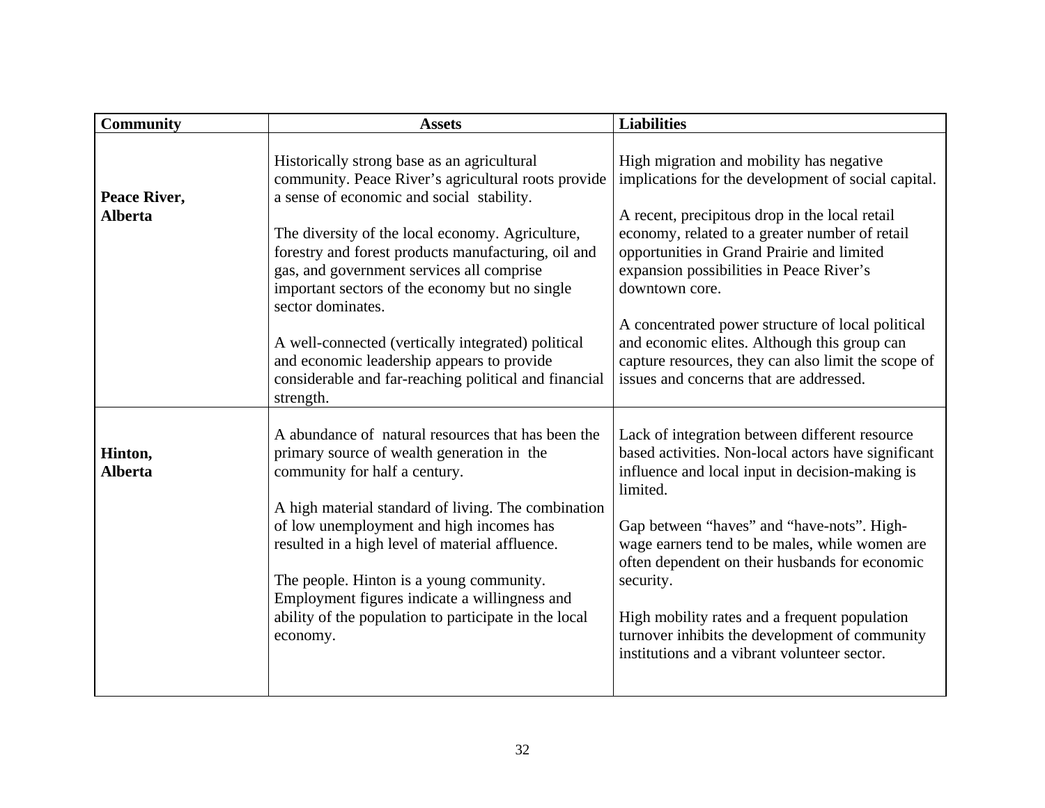| Community | Assets | Liabilities |
| --- | --- | --- |
| **Peace River, Alberta** | Historically strong base as an agricultural community. Peace River's agricultural roots provide a sense of economic and social stability.<br><br>The diversity of the local economy. Agriculture, forestry and forest products manufacturing, oil and gas, and government services all comprise important sectors of the economy but no single sector dominates.<br><br>A well-connected (vertically integrated) political and economic leadership appears to provide considerable and far-reaching political and financial strength. | High migration and mobility has negative implications for the development of social capital.<br><br>A recent, precipitous drop in the local retail economy, related to a greater number of retail opportunities in Grand Prairie and limited expansion possibilities in Peace River's downtown core.<br><br>A concentrated power structure of local political and economic elites. Although this group can capture resources, they can also limit the scope of issues and concerns that are addressed. |
| **Hinton, Alberta** | A abundance of natural resources that has been the primary source of wealth generation in the community for half a century.<br><br>A high material standard of living. The combination of low unemployment and high incomes has resulted in a high level of material affluence.<br><br>The people. Hinton is a young community. Employment figures indicate a willingness and ability of the population to participate in the local economy. | Lack of integration between different resource based activities. Non-local actors have significant influence and local input in decision-making is limited.<br><br>Gap between "haves" and "have-nots". High-wage earners tend to be males, while women are often dependent on their husbands for economic security.<br><br>High mobility rates and a frequent population turnover inhibits the development of community institutions and a vibrant volunteer sector. |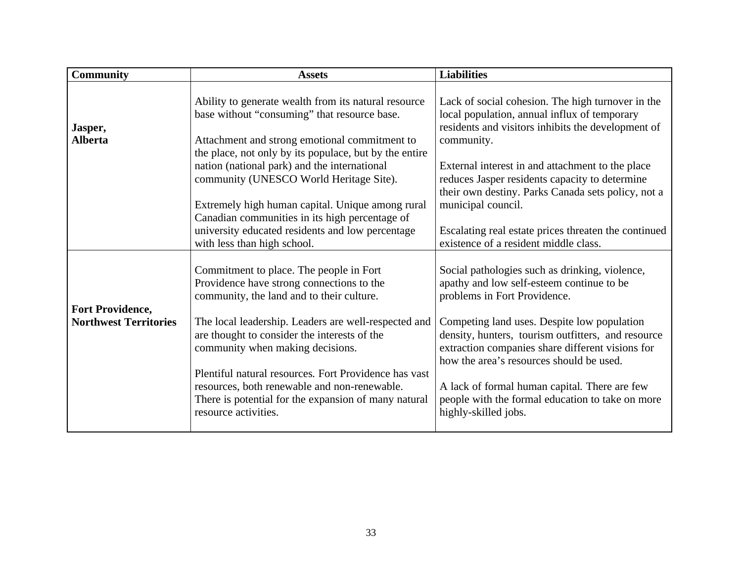| Community | Assets | Liabilities |
|---|---|---|
| **Jasper, Alberta** | Ability to generate wealth from its natural resource base without "consuming" that resource base.<br><br>Attachment and strong emotional commitment to the place, not only by its populace, but by the entire nation (national park) and the international community (UNESCO World Heritage Site).<br><br>Extremely high human capital. Unique among rural Canadian communities in its high percentage of university educated residents and low percentage with less than high school. | Lack of social cohesion. The high turnover in the local population, annual influx of temporary residents and visitors inhibits the development of community.<br><br>External interest in and attachment to the place reduces Jasper residents capacity to determine their own destiny. Parks Canada sets policy, not a municipal council.<br><br>Escalating real estate prices threaten the continued existence of a resident middle class. |
| **Fort Providence, Northwest Territories** | Commitment to place. The people in Fort Providence have strong connections to the community, the land and to their culture.<br><br>The local leadership. Leaders are well-respected and are thought to consider the interests of the community when making decisions.<br><br>Plentiful natural resources. Fort Providence has vast resources, both renewable and non-renewable. There is potential for the expansion of many natural resource activities. | Social pathologies such as drinking, violence, apathy and low self-esteem continue to be problems in Fort Providence.<br><br>Competing land uses. Despite low population density, hunters, tourism outfitters, and resource extraction companies share different visions for how the area's resources should be used.<br><br>A lack of formal human capital. There are few people with the formal education to take on more highly-skilled jobs. |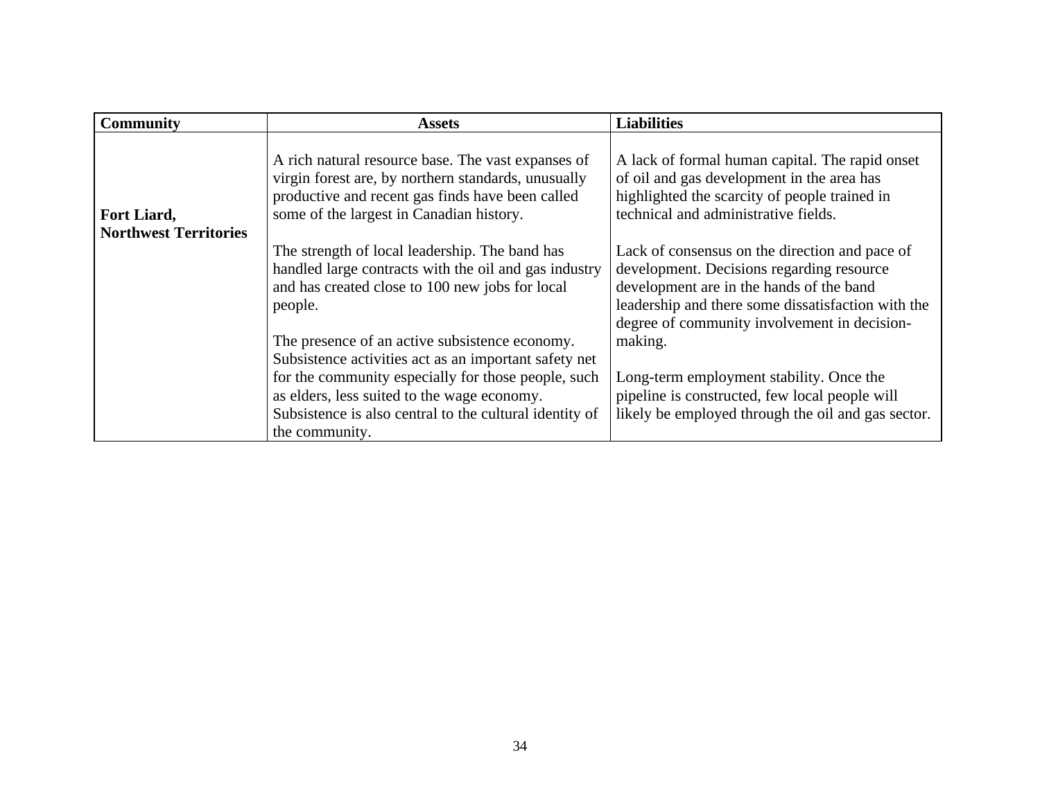| Community | Assets | Liabilities |
|---|---|---|
| **Fort Liard, Northwest Territories** | A rich natural resource base. The vast expanses of virgin forest are, by northern standards, unusually productive and recent gas finds have been called some of the largest in Canadian history.<br><br>The strength of local leadership. The band has handled large contracts with the oil and gas industry and has created close to 100 new jobs for local people.<br><br>The presence of an active subsistence economy. Subsistence activities act as an important safety net for the community especially for those people, such as elders, less suited to the wage economy. Subsistence is also central to the cultural identity of the community. | A lack of formal human capital. The rapid onset of oil and gas development in the area has highlighted the scarcity of people trained in technical and administrative fields.<br><br>Lack of consensus on the direction and pace of development. Decisions regarding resource development are in the hands of the band leadership and there some dissatisfaction with the degree of community involvement in decision-making.<br><br>Long-term employment stability. Once the pipeline is constructed, few local people will likely be employed through the oil and gas sector. |